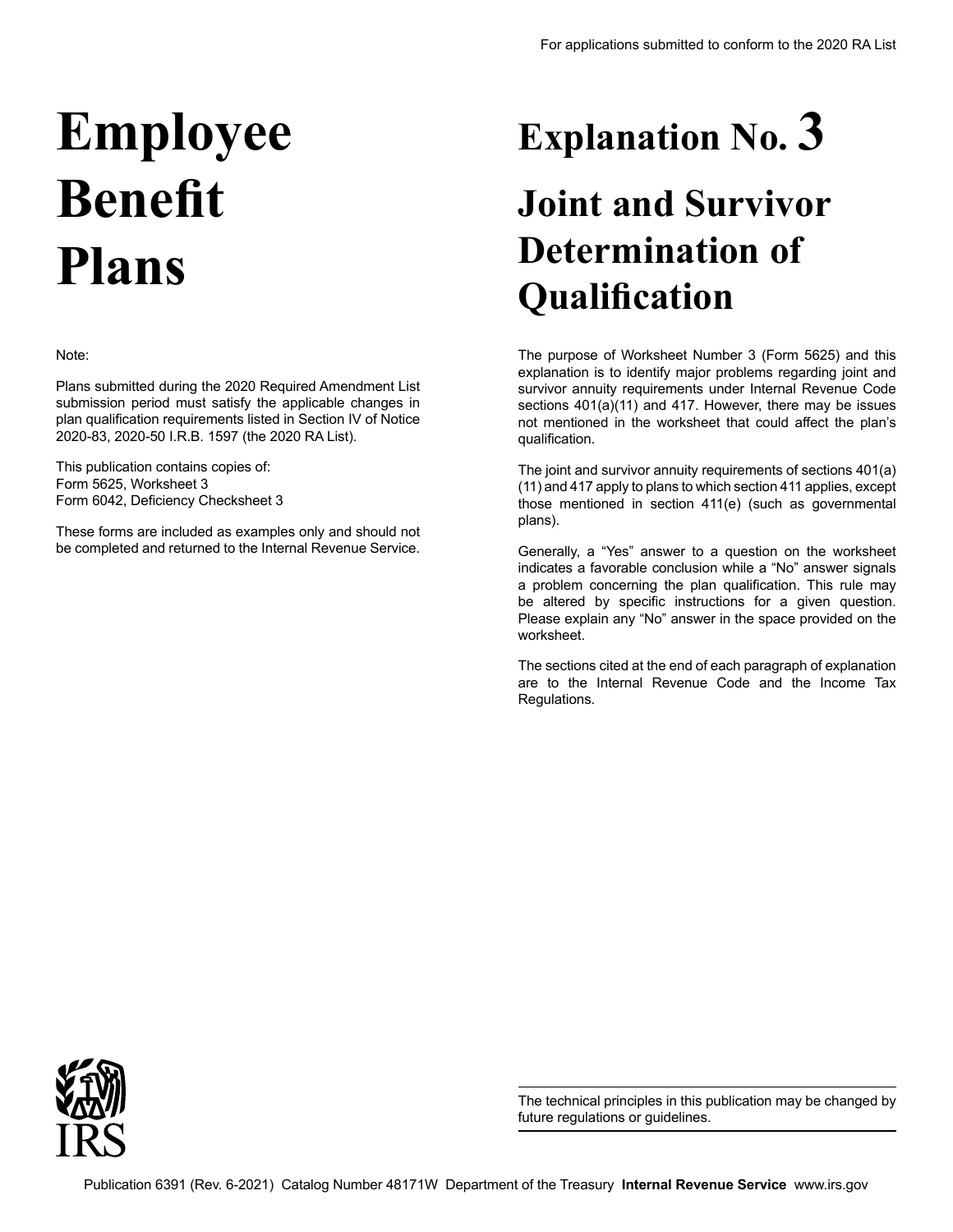For applications submitted to conform to the 2020 RA List

# Employee Benefit Plans

Note:

Plans submitted during the 2020 Required Amendment List submission period must satisfy the applicable changes in plan qualification requirements listed in Section IV of Notice 2020-83, 2020-50 I.R.B. 1597 (the 2020 RA List).

This publication contains copies of:
Form 5625, Worksheet 3
Form 6042, Deficiency Checksheet 3

These forms are included as examples only and should not be completed and returned to the Internal Revenue Service.

# Explanation No. 3

# Joint and Survivor Determination of Qualification

The purpose of Worksheet Number 3 (Form 5625) and this explanation is to identify major problems regarding joint and survivor annuity requirements under Internal Revenue Code sections 401(a)(11) and 417. However, there may be issues not mentioned in the worksheet that could affect the plan's qualification.

The joint and survivor annuity requirements of sections 401(a)(11) and 417 apply to plans to which section 411 applies, except those mentioned in section 411(e) (such as governmental plans).

Generally, a "Yes" answer to a question on the worksheet indicates a favorable conclusion while a "No" answer signals a problem concerning the plan qualification. This rule may be altered by specific instructions for a given question. Please explain any "No" answer in the space provided on the worksheet.

The sections cited at the end of each paragraph of explanation are to the Internal Revenue Code and the Income Tax Regulations.

The technical principles in this publication may be changed by future regulations or guidelines.

Publication 6391 (Rev. 6-2021) Catalog Number 48171W Department of the Treasury **Internal Revenue Service** www.irs.gov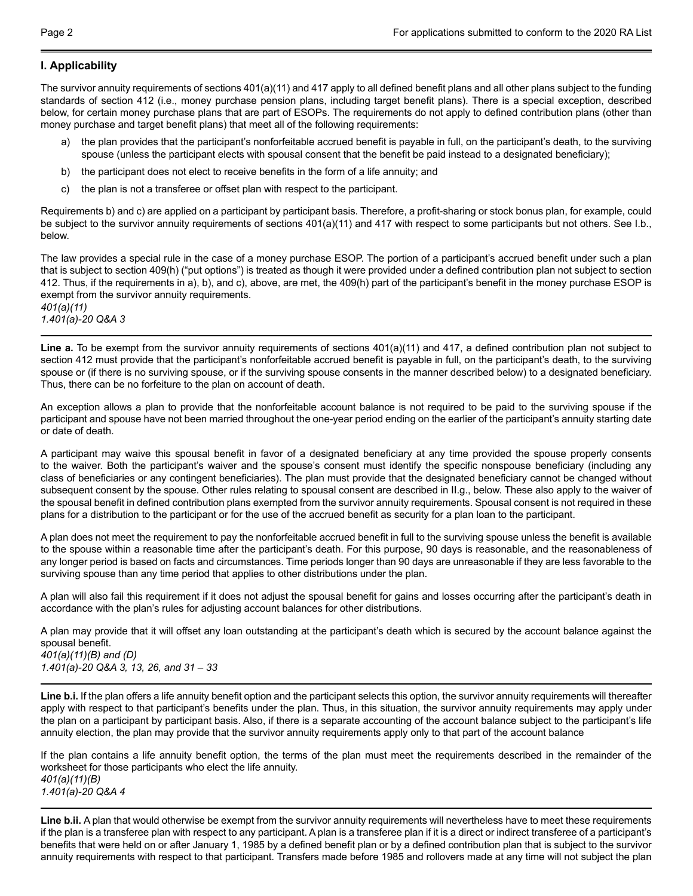## I. Applicability

The survivor annuity requirements of sections 401(a)(11) and 417 apply to all defined benefit plans and all other plans subject to the funding standards of section 412 (i.e., money purchase pension plans, including target benefit plans). There is a special exception, described below, for certain money purchase plans that are part of ESOPs. The requirements do not apply to defined contribution plans (other than money purchase and target benefit plans) that meet all of the following requirements:

a) the plan provides that the participant's nonforfeitable accrued benefit is payable in full, on the participant's death, to the surviving spouse (unless the participant elects with spousal consent that the benefit be paid instead to a designated beneficiary);

b) the participant does not elect to receive benefits in the form of a life annuity; and

c) the plan is not a transferee or offset plan with respect to the participant.

Requirements b) and c) are applied on a participant by participant basis. Therefore, a profit-sharing or stock bonus plan, for example, could be subject to the survivor annuity requirements of sections 401(a)(11) and 417 with respect to some participants but not others. See I.b., below.

The law provides a special rule in the case of a money purchase ESOP. The portion of a participant's accrued benefit under such a plan that is subject to section 409(h) ("put options") is treated as though it were provided under a defined contribution plan not subject to section 412. Thus, if the requirements in a), b), and c), above, are met, the 409(h) part of the participant's benefit in the money purchase ESOP is exempt from the survivor annuity requirements.
*401(a)(11)*
*1.401(a)-20 Q&A 3*

---

**Line a.** To be exempt from the survivor annuity requirements of sections 401(a)(11) and 417, a defined contribution plan not subject to section 412 must provide that the participant's nonforfeitable accrued benefit is payable in full, on the participant's death, to the surviving spouse or (if there is no surviving spouse, or if the surviving spouse consents in the manner described below) to a designated beneficiary. Thus, there can be no forfeiture to the plan on account of death.

An exception allows a plan to provide that the nonforfeitable account balance is not required to be paid to the surviving spouse if the participant and spouse have not been married throughout the one-year period ending on the earlier of the participant's annuity starting date or date of death.

A participant may waive this spousal benefit in favor of a designated beneficiary at any time provided the spouse properly consents to the waiver. Both the participant's waiver and the spouse's consent must identify the specific nonspouse beneficiary (including any class of beneficiaries or any contingent beneficiaries). The plan must provide that the designated beneficiary cannot be changed without subsequent consent by the spouse. Other rules relating to spousal consent are described in II.g., below. These also apply to the waiver of the spousal benefit in defined contribution plans exempted from the survivor annuity requirements. Spousal consent is not required in these plans for a distribution to the participant or for the use of the accrued benefit as security for a plan loan to the participant.

A plan does not meet the requirement to pay the nonforfeitable accrued benefit in full to the surviving spouse unless the benefit is available to the spouse within a reasonable time after the participant's death. For this purpose, 90 days is reasonable, and the reasonableness of any longer period is based on facts and circumstances. Time periods longer than 90 days are unreasonable if they are less favorable to the surviving spouse than any time period that applies to other distributions under the plan.

A plan will also fail this requirement if it does not adjust the spousal benefit for gains and losses occurring after the participant's death in accordance with the plan's rules for adjusting account balances for other distributions.

A plan may provide that it will offset any loan outstanding at the participant's death which is secured by the account balance against the spousal benefit.
*401(a)(11)(B) and (D)*
*1.401(a)-20 Q&A 3, 13, 26, and 31 – 33*

---

**Line b.i.** If the plan offers a life annuity benefit option and the participant selects this option, the survivor annuity requirements will thereafter apply with respect to that participant's benefits under the plan. Thus, in this situation, the survivor annuity requirements may apply under the plan on a participant by participant basis. Also, if there is a separate accounting of the account balance subject to the participant's life annuity election, the plan may provide that the survivor annuity requirements apply only to that part of the account balance

If the plan contains a life annuity benefit option, the terms of the plan must meet the requirements described in the remainder of the worksheet for those participants who elect the life annuity.
*401(a)(11)(B)*
*1.401(a)-20 Q&A 4*

---

**Line b.ii.** A plan that would otherwise be exempt from the survivor annuity requirements will nevertheless have to meet these requirements if the plan is a transferee plan with respect to any participant. A plan is a transferee plan if it is a direct or indirect transferee of a participant's benefits that were held on or after January 1, 1985 by a defined benefit plan or by a defined contribution plan that is subject to the survivor annuity requirements with respect to that participant. Transfers made before 1985 and rollovers made at any time will not subject the plan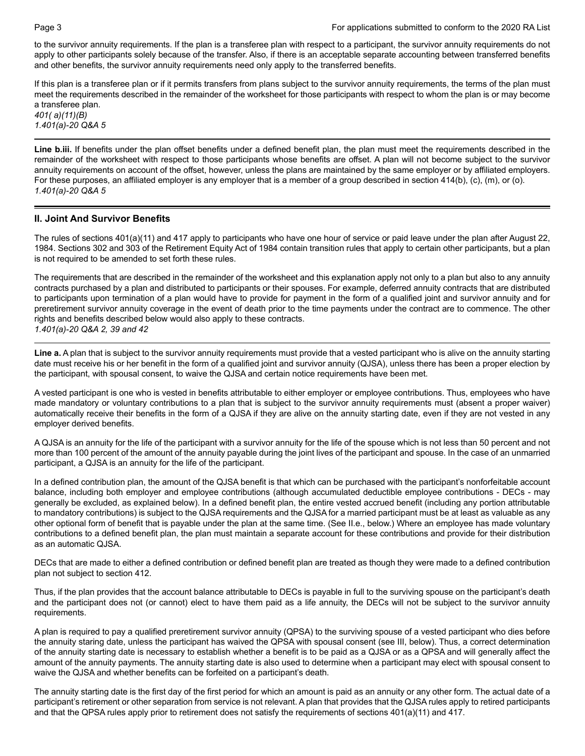to the survivor annuity requirements. If the plan is a transferee plan with respect to a participant, the survivor annuity requirements do not apply to other participants solely because of the transfer. Also, if there is an acceptable separate accounting between transferred benefits and other benefits, the survivor annuity requirements need only apply to the transferred benefits.

If this plan is a transferee plan or if it permits transfers from plans subject to the survivor annuity requirements, the terms of the plan must meet the requirements described in the remainder of the worksheet for those participants with respect to whom the plan is or may become a transferee plan.
*401( a)(11)(B)*
*1.401(a)-20 Q&A 5*

---

**Line b.iii.** If benefits under the plan offset benefits under a defined benefit plan, the plan must meet the requirements described in the remainder of the worksheet with respect to those participants whose benefits are offset. A plan will not become subject to the survivor annuity requirements on account of the offset, however, unless the plans are maintained by the same employer or by affiliated employers. For these purposes, an affiliated employer is any employer that is a member of a group described in section 414(b), (c), (m), or (o).
*1.401(a)-20 Q&A 5*

---

## II. Joint And Survivor Benefits

The rules of sections 401(a)(11) and 417 apply to participants who have one hour of service or paid leave under the plan after August 22, 1984. Sections 302 and 303 of the Retirement Equity Act of 1984 contain transition rules that apply to certain other participants, but a plan is not required to be amended to set forth these rules.

The requirements that are described in the remainder of the worksheet and this explanation apply not only to a plan but also to any annuity contracts purchased by a plan and distributed to participants or their spouses. For example, deferred annuity contracts that are distributed to participants upon termination of a plan would have to provide for payment in the form of a qualified joint and survivor annuity and for preretirement survivor annuity coverage in the event of death prior to the time payments under the contract are to commence. The other rights and benefits described below would also apply to these contracts.
*1.401(a)-20 Q&A 2, 39 and 42*

---

**Line a.** A plan that is subject to the survivor annuity requirements must provide that a vested participant who is alive on the annuity starting date must receive his or her benefit in the form of a qualified joint and survivor annuity (QJSA), unless there has been a proper election by the participant, with spousal consent, to waive the QJSA and certain notice requirements have been met.

A vested participant is one who is vested in benefits attributable to either employer or employee contributions. Thus, employees who have made mandatory or voluntary contributions to a plan that is subject to the survivor annuity requirements must (absent a proper waiver) automatically receive their benefits in the form of a QJSA if they are alive on the annuity starting date, even if they are not vested in any employer derived benefits.

A QJSA is an annuity for the life of the participant with a survivor annuity for the life of the spouse which is not less than 50 percent and not more than 100 percent of the amount of the annuity payable during the joint lives of the participant and spouse. In the case of an unmarried participant, a QJSA is an annuity for the life of the participant.

In a defined contribution plan, the amount of the QJSA benefit is that which can be purchased with the participant's nonforfeitable account balance, including both employer and employee contributions (although accumulated deductible employee contributions - DECs - may generally be excluded, as explained below). In a defined benefit plan, the entire vested accrued benefit (including any portion attributable to mandatory contributions) is subject to the QJSA requirements and the QJSA for a married participant must be at least as valuable as any other optional form of benefit that is payable under the plan at the same time. (See II.e., below.) Where an employee has made voluntary contributions to a defined benefit plan, the plan must maintain a separate account for these contributions and provide for their distribution as an automatic QJSA.

DECs that are made to either a defined contribution or defined benefit plan are treated as though they were made to a defined contribution plan not subject to section 412.

Thus, if the plan provides that the account balance attributable to DECs is payable in full to the surviving spouse on the participant's death and the participant does not (or cannot) elect to have them paid as a life annuity, the DECs will not be subject to the survivor annuity requirements.

A plan is required to pay a qualified preretirement survivor annuity (QPSA) to the surviving spouse of a vested participant who dies before the annuity staring date, unless the participant has waived the QPSA with spousal consent (see III, below). Thus, a correct determination of the annuity starting date is necessary to establish whether a benefit is to be paid as a QJSA or as a QPSA and will generally affect the amount of the annuity payments. The annuity starting date is also used to determine when a participant may elect with spousal consent to waive the QJSA and whether benefits can be forfeited on a participant's death.

The annuity starting date is the first day of the first period for which an amount is paid as an annuity or any other form. The actual date of a participant's retirement or other separation from service is not relevant. A plan that provides that the QJSA rules apply to retired participants and that the QPSA rules apply prior to retirement does not satisfy the requirements of sections 401(a)(11) and 417.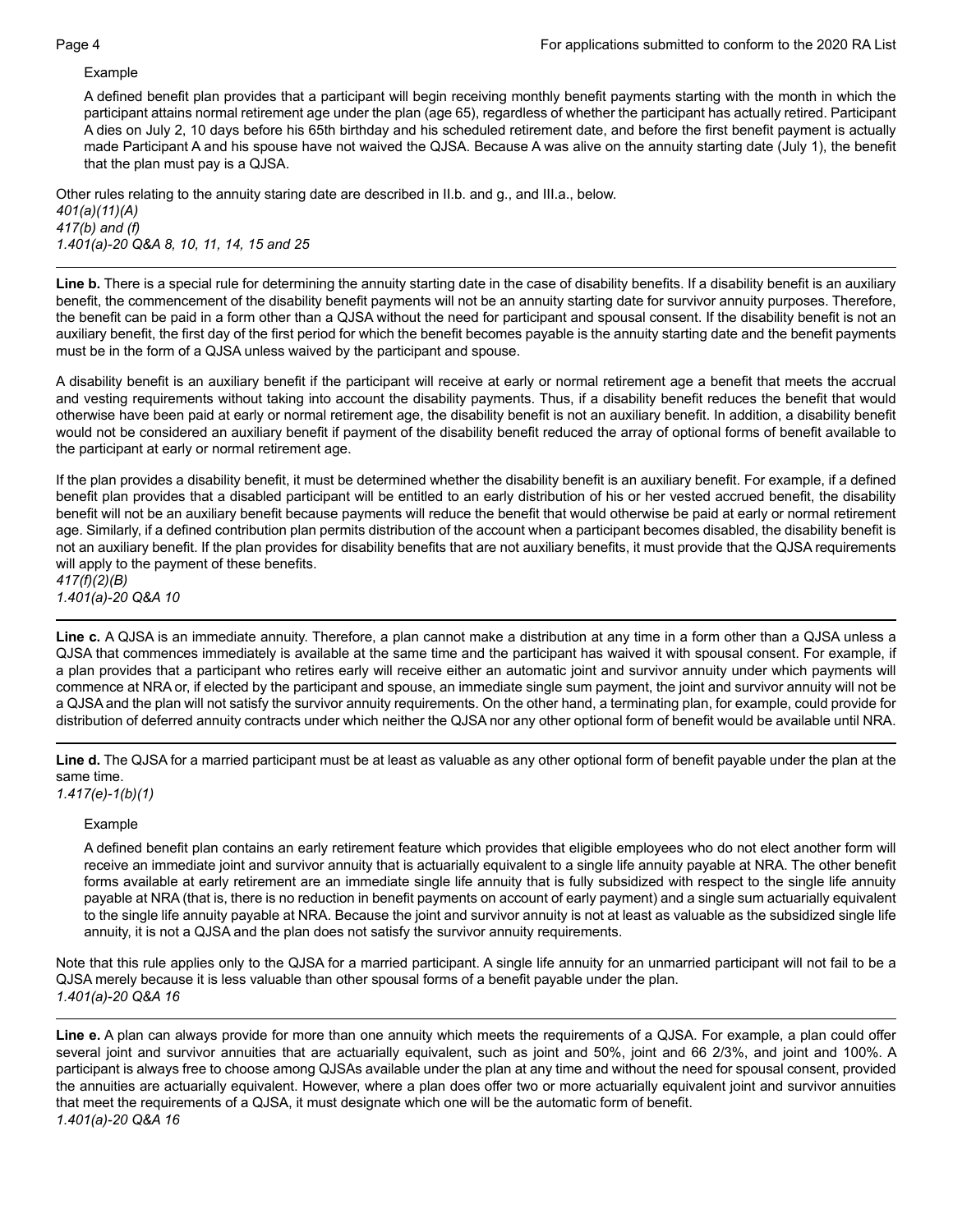Example

A defined benefit plan provides that a participant will begin receiving monthly benefit payments starting with the month in which the participant attains normal retirement age under the plan (age 65), regardless of whether the participant has actually retired. Participant A dies on July 2, 10 days before his 65th birthday and his scheduled retirement date, and before the first benefit payment is actually made Participant A and his spouse have not waived the QJSA. Because A was alive on the annuity starting date (July 1), the benefit that the plan must pay is a QJSA.

Other rules relating to the annuity staring date are described in II.b. and g., and III.a., below.
*401(a)(11)(A)*
*417(b) and (f)*
*1.401(a)-20 Q&A 8, 10, 11, 14, 15 and 25*

---

**Line b.** There is a special rule for determining the annuity starting date in the case of disability benefits. If a disability benefit is an auxiliary benefit, the commencement of the disability benefit payments will not be an annuity starting date for survivor annuity purposes. Therefore, the benefit can be paid in a form other than a QJSA without the need for participant and spousal consent. If the disability benefit is not an auxiliary benefit, the first day of the first period for which the benefit becomes payable is the annuity starting date and the benefit payments must be in the form of a QJSA unless waived by the participant and spouse.

A disability benefit is an auxiliary benefit if the participant will receive at early or normal retirement age a benefit that meets the accrual and vesting requirements without taking into account the disability payments. Thus, if a disability benefit reduces the benefit that would otherwise have been paid at early or normal retirement age, the disability benefit is not an auxiliary benefit. In addition, a disability benefit would not be considered an auxiliary benefit if payment of the disability benefit reduced the array of optional forms of benefit available to the participant at early or normal retirement age.

If the plan provides a disability benefit, it must be determined whether the disability benefit is an auxiliary benefit. For example, if a defined benefit plan provides that a disabled participant will be entitled to an early distribution of his or her vested accrued benefit, the disability benefit will not be an auxiliary benefit because payments will reduce the benefit that would otherwise be paid at early or normal retirement age. Similarly, if a defined contribution plan permits distribution of the account when a participant becomes disabled, the disability benefit is not an auxiliary benefit. If the plan provides for disability benefits that are not auxiliary benefits, it must provide that the QJSA requirements will apply to the payment of these benefits.
*417(f)(2)(B)*
*1.401(a)-20 Q&A 10*

---

**Line c.** A QJSA is an immediate annuity. Therefore, a plan cannot make a distribution at any time in a form other than a QJSA unless a QJSA that commences immediately is available at the same time and the participant has waived it with spousal consent. For example, if a plan provides that a participant who retires early will receive either an automatic joint and survivor annuity under which payments will commence at NRA or, if elected by the participant and spouse, an immediate single sum payment, the joint and survivor annuity will not be a QJSA and the plan will not satisfy the survivor annuity requirements. On the other hand, a terminating plan, for example, could provide for distribution of deferred annuity contracts under which neither the QJSA nor any other optional form of benefit would be available until NRA.

---

**Line d.** The QJSA for a married participant must be at least as valuable as any other optional form of benefit payable under the plan at the same time.
*1.417(e)-1(b)(1)*

Example

A defined benefit plan contains an early retirement feature which provides that eligible employees who do not elect another form will receive an immediate joint and survivor annuity that is actuarially equivalent to a single life annuity payable at NRA. The other benefit forms available at early retirement are an immediate single life annuity that is fully subsidized with respect to the single life annuity payable at NRA (that is, there is no reduction in benefit payments on account of early payment) and a single sum actuarially equivalent to the single life annuity payable at NRA. Because the joint and survivor annuity is not at least as valuable as the subsidized single life annuity, it is not a QJSA and the plan does not satisfy the survivor annuity requirements.

Note that this rule applies only to the QJSA for a married participant. A single life annuity for an unmarried participant will not fail to be a QJSA merely because it is less valuable than other spousal forms of a benefit payable under the plan.
*1.401(a)-20 Q&A 16*

---

**Line e.** A plan can always provide for more than one annuity which meets the requirements of a QJSA. For example, a plan could offer several joint and survivor annuities that are actuarially equivalent, such as joint and 50%, joint and 66 2/3%, and joint and 100%. A participant is always free to choose among QJSAs available under the plan at any time and without the need for spousal consent, provided the annuities are actuarially equivalent. However, where a plan does offer two or more actuarially equivalent joint and survivor annuities that meet the requirements of a QJSA, it must designate which one will be the automatic form of benefit.
*1.401(a)-20 Q&A 16*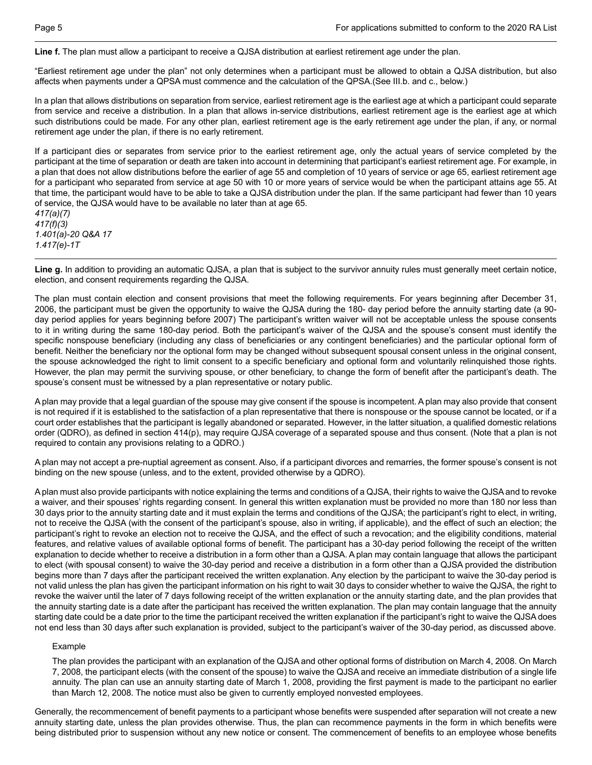**Line f.** The plan must allow a participant to receive a QJSA distribution at earliest retirement age under the plan.

"Earliest retirement age under the plan" not only determines when a participant must be allowed to obtain a QJSA distribution, but also affects when payments under a QPSA must commence and the calculation of the QPSA.(See III.b. and c., below.)

In a plan that allows distributions on separation from service, earliest retirement age is the earliest age at which a participant could separate from service and receive a distribution. In a plan that allows in-service distributions, earliest retirement age is the earliest age at which such distributions could be made. For any other plan, earliest retirement age is the early retirement age under the plan, if any, or normal retirement age under the plan, if there is no early retirement.

If a participant dies or separates from service prior to the earliest retirement age, only the actual years of service completed by the participant at the time of separation or death are taken into account in determining that participant's earliest retirement age. For example, in a plan that does not allow distributions before the earlier of age 55 and completion of 10 years of service or age 65, earliest retirement age for a participant who separated from service at age 50 with 10 or more years of service would be when the participant attains age 55. At that time, the participant would have to be able to take a QJSA distribution under the plan. If the same participant had fewer than 10 years of service, the QJSA would have to be available no later than at age 65.

*417(a)(7)*
*417(f)(3)*
*1.401(a)-20 Q&A 17*
*1.417(e)-1T*

---

**Line g.** In addition to providing an automatic QJSA, a plan that is subject to the survivor annuity rules must generally meet certain notice, election, and consent requirements regarding the QJSA.

The plan must contain election and consent provisions that meet the following requirements. For years beginning after December 31, 2006, the participant must be given the opportunity to waive the QJSA during the 180- day period before the annuity starting date (a 90-day period applies for years beginning before 2007) The participant's written waiver will not be acceptable unless the spouse consents to it in writing during the same 180-day period. Both the participant's waiver of the QJSA and the spouse's consent must identify the specific nonspouse beneficiary (including any class of beneficiaries or any contingent beneficiaries) and the particular optional form of benefit. Neither the beneficiary nor the optional form may be changed without subsequent spousal consent unless in the original consent, the spouse acknowledged the right to limit consent to a specific beneficiary and optional form and voluntarily relinquished those rights. However, the plan may permit the surviving spouse, or other beneficiary, to change the form of benefit after the participant's death. The spouse's consent must be witnessed by a plan representative or notary public.

A plan may provide that a legal guardian of the spouse may give consent if the spouse is incompetent. A plan may also provide that consent is not required if it is established to the satisfaction of a plan representative that there is nonspouse or the spouse cannot be located, or if a court order establishes that the participant is legally abandoned or separated. However, in the latter situation, a qualified domestic relations order (QDRO), as defined in section 414(p), may require QJSA coverage of a separated spouse and thus consent. (Note that a plan is not required to contain any provisions relating to a QDRO.)

A plan may not accept a pre-nuptial agreement as consent. Also, if a participant divorces and remarries, the former spouse's consent is not binding on the new spouse (unless, and to the extent, provided otherwise by a QDRO).

A plan must also provide participants with notice explaining the terms and conditions of a QJSA, their rights to waive the QJSA and to revoke a waiver, and their spouses' rights regarding consent. In general this written explanation must be provided no more than 180 nor less than 30 days prior to the annuity starting date and it must explain the terms and conditions of the QJSA; the participant's right to elect, in writing, not to receive the QJSA (with the consent of the participant's spouse, also in writing, if applicable), and the effect of such an election; the participant's right to revoke an election not to receive the QJSA, and the effect of such a revocation; and the eligibility conditions, material features, and relative values of available optional forms of benefit. The participant has a 30-day period following the receipt of the written explanation to decide whether to receive a distribution in a form other than a QJSA. A plan may contain language that allows the participant to elect (with spousal consent) to waive the 30-day period and receive a distribution in a form other than a QJSA provided the distribution begins more than 7 days after the participant received the written explanation. Any election by the participant to waive the 30-day period is not valid unless the plan has given the participant information on his right to wait 30 days to consider whether to waive the QJSA, the right to revoke the waiver until the later of 7 days following receipt of the written explanation or the annuity starting date, and the plan provides that the annuity starting date is a date after the participant has received the written explanation. The plan may contain language that the annuity starting date could be a date prior to the time the participant received the written explanation if the participant's right to waive the QJSA does not end less than 30 days after such explanation is provided, subject to the participant's waiver of the 30-day period, as discussed above.

> Example
>
> The plan provides the participant with an explanation of the QJSA and other optional forms of distribution on March 4, 2008. On March 7, 2008, the participant elects (with the consent of the spouse) to waive the QJSA and receive an immediate distribution of a single life annuity. The plan can use an annuity starting date of March 1, 2008, providing the first payment is made to the participant no earlier than March 12, 2008. The notice must also be given to currently employed nonvested employees.

Generally, the recommencement of benefit payments to a participant whose benefits were suspended after separation will not create a new annuity starting date, unless the plan provides otherwise. Thus, the plan can recommence payments in the form in which benefits were being distributed prior to suspension without any new notice or consent. The commencement of benefits to an employee whose benefits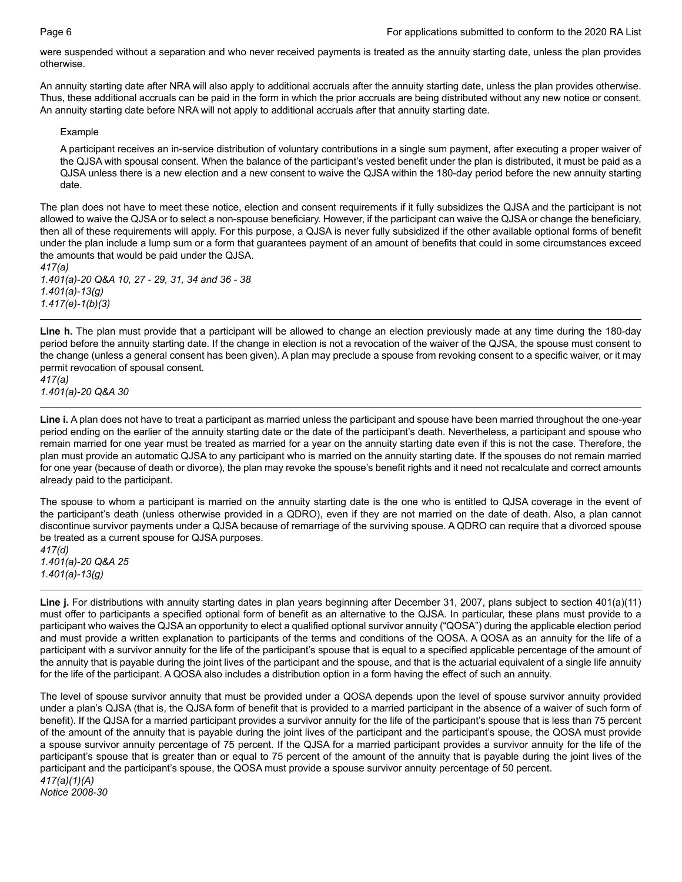were suspended without a separation and who never received payments is treated as the annuity starting date, unless the plan provides otherwise.

An annuity starting date after NRA will also apply to additional accruals after the annuity starting date, unless the plan provides otherwise. Thus, these additional accruals can be paid in the form in which the prior accruals are being distributed without any new notice or consent. An annuity starting date before NRA will not apply to additional accruals after that annuity starting date.

Example

A participant receives an in-service distribution of voluntary contributions in a single sum payment, after executing a proper waiver of the QJSA with spousal consent. When the balance of the participant's vested benefit under the plan is distributed, it must be paid as a QJSA unless there is a new election and a new consent to waive the QJSA within the 180-day period before the new annuity starting date.

The plan does not have to meet these notice, election and consent requirements if it fully subsidizes the QJSA and the participant is not allowed to waive the QJSA or to select a non-spouse beneficiary. However, if the participant can waive the QJSA or change the beneficiary, then all of these requirements will apply. For this purpose, a QJSA is never fully subsidized if the other available optional forms of benefit under the plan include a lump sum or a form that guarantees payment of an amount of benefits that could in some circumstances exceed the amounts that would be paid under the QJSA.
*417(a)*
*1.401(a)-20 Q&A 10, 27 - 29, 31, 34 and 36 - 38*
*1.401(a)-13(g)*
*1.417(e)-1(b)(3)*

---

**Line h.** The plan must provide that a participant will be allowed to change an election previously made at any time during the 180-day period before the annuity starting date. If the change in election is not a revocation of the waiver of the QJSA, the spouse must consent to the change (unless a general consent has been given). A plan may preclude a spouse from revoking consent to a specific waiver, or it may permit revocation of spousal consent.
*417(a)*
*1.401(a)-20 Q&A 30*

---

**Line i.** A plan does not have to treat a participant as married unless the participant and spouse have been married throughout the one-year period ending on the earlier of the annuity starting date or the date of the participant's death. Nevertheless, a participant and spouse who remain married for one year must be treated as married for a year on the annuity starting date even if this is not the case. Therefore, the plan must provide an automatic QJSA to any participant who is married on the annuity starting date. If the spouses do not remain married for one year (because of death or divorce), the plan may revoke the spouse's benefit rights and it need not recalculate and correct amounts already paid to the participant.

The spouse to whom a participant is married on the annuity starting date is the one who is entitled to QJSA coverage in the event of the participant's death (unless otherwise provided in a QDRO), even if they are not married on the date of death. Also, a plan cannot discontinue survivor payments under a QJSA because of remarriage of the surviving spouse. A QDRO can require that a divorced spouse be treated as a current spouse for QJSA purposes.
*417(d)*
*1.401(a)-20 Q&A 25*
*1.401(a)-13(g)*

---

**Line j.** For distributions with annuity starting dates in plan years beginning after December 31, 2007, plans subject to section 401(a)(11) must offer to participants a specified optional form of benefit as an alternative to the QJSA. In particular, these plans must provide to a participant who waives the QJSA an opportunity to elect a qualified optional survivor annuity ("QOSA") during the applicable election period and must provide a written explanation to participants of the terms and conditions of the QOSA. A QOSA as an annuity for the life of a participant with a survivor annuity for the life of the participant's spouse that is equal to a specified applicable percentage of the amount of the annuity that is payable during the joint lives of the participant and the spouse, and that is the actuarial equivalent of a single life annuity for the life of the participant. A QOSA also includes a distribution option in a form having the effect of such an annuity.

The level of spouse survivor annuity that must be provided under a QOSA depends upon the level of spouse survivor annuity provided under a plan's QJSA (that is, the QJSA form of benefit that is provided to a married participant in the absence of a waiver of such form of benefit). If the QJSA for a married participant provides a survivor annuity for the life of the participant's spouse that is less than 75 percent of the amount of the annuity that is payable during the joint lives of the participant and the participant's spouse, the QOSA must provide a spouse survivor annuity percentage of 75 percent. If the QJSA for a married participant provides a survivor annuity for the life of the participant's spouse that is greater than or equal to 75 percent of the amount of the annuity that is payable during the joint lives of the participant and the participant's spouse, the QOSA must provide a spouse survivor annuity percentage of 50 percent.
*417(a)(1)(A)*
*Notice 2008-30*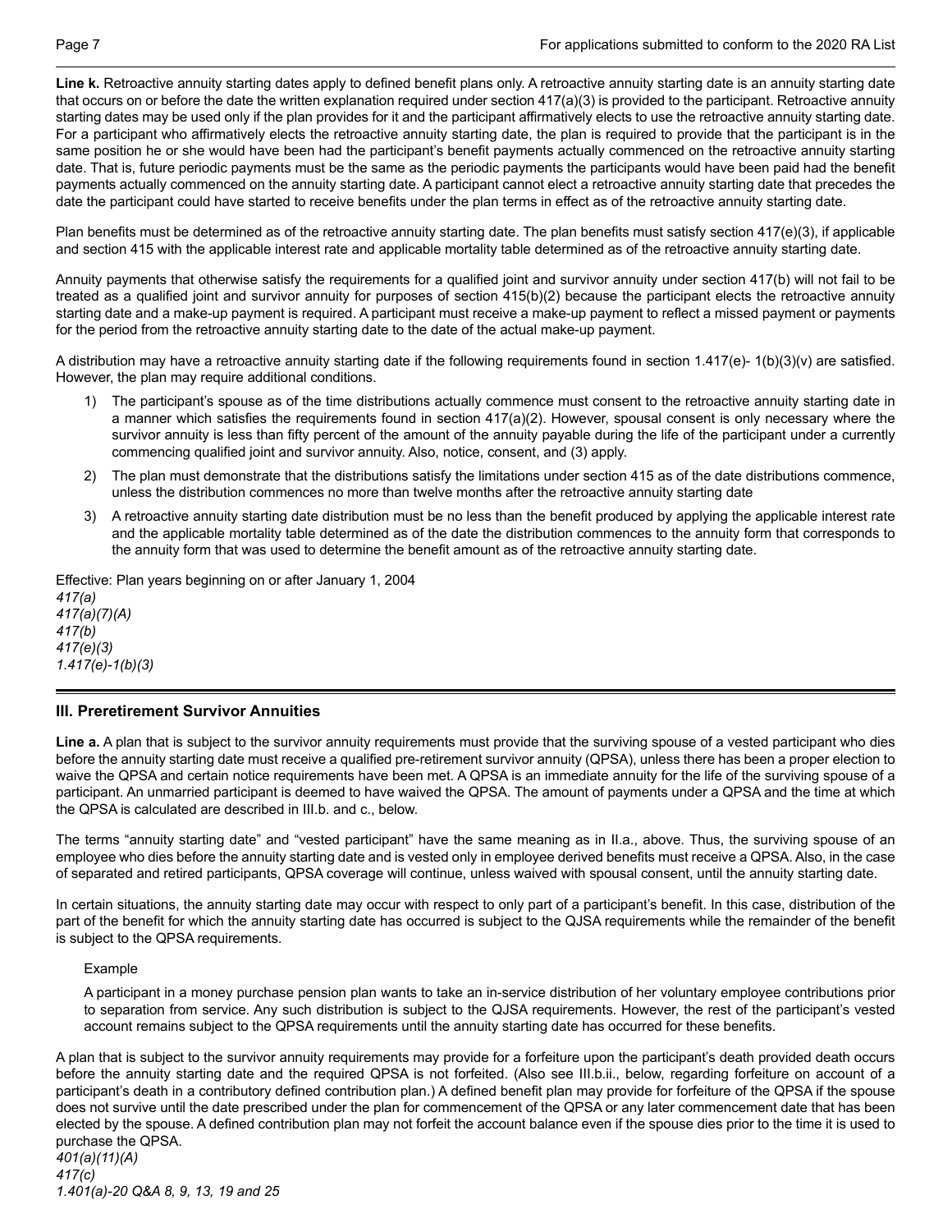**Line k.** Retroactive annuity starting dates apply to defined benefit plans only. A retroactive annuity starting date is an annuity starting date that occurs on or before the date the written explanation required under section 417(a)(3) is provided to the participant. Retroactive annuity starting dates may be used only if the plan provides for it and the participant affirmatively elects to use the retroactive annuity starting date. For a participant who affirmatively elects the retroactive annuity starting date, the plan is required to provide that the participant is in the same position he or she would have been had the participant's benefit payments actually commenced on the retroactive annuity starting date. That is, future periodic payments must be the same as the periodic payments the participants would have been paid had the benefit payments actually commenced on the annuity starting date. A participant cannot elect a retroactive annuity starting date that precedes the date the participant could have started to receive benefits under the plan terms in effect as of the retroactive annuity starting date.

Plan benefits must be determined as of the retroactive annuity starting date. The plan benefits must satisfy section 417(e)(3), if applicable and section 415 with the applicable interest rate and applicable mortality table determined as of the retroactive annuity starting date.

Annuity payments that otherwise satisfy the requirements for a qualified joint and survivor annuity under section 417(b) will not fail to be treated as a qualified joint and survivor annuity for purposes of section 415(b)(2) because the participant elects the retroactive annuity starting date and a make-up payment is required. A participant must receive a make-up payment to reflect a missed payment or payments for the period from the retroactive annuity starting date to the date of the actual make-up payment.

A distribution may have a retroactive annuity starting date if the following requirements found in section 1.417(e)- 1(b)(3)(v) are satisfied. However, the plan may require additional conditions.

1) The participant's spouse as of the time distributions actually commence must consent to the retroactive annuity starting date in a manner which satisfies the requirements found in section 417(a)(2). However, spousal consent is only necessary where the survivor annuity is less than fifty percent of the amount of the annuity payable during the life of the participant under a currently commencing qualified joint and survivor annuity. Also, notice, consent, and (3) apply.
2) The plan must demonstrate that the distributions satisfy the limitations under section 415 as of the date distributions commence, unless the distribution commences no more than twelve months after the retroactive annuity starting date
3) A retroactive annuity starting date distribution must be no less than the benefit produced by applying the applicable interest rate and the applicable mortality table determined as of the date the distribution commences to the annuity form that corresponds to the annuity form that was used to determine the benefit amount as of the retroactive annuity starting date.

Effective: Plan years beginning on or after January 1, 2004
*417(a)*
*417(a)(7)(A)*
*417(b)*
*417(e)(3)*
*1.417(e)-1(b)(3)*

## III. Preretirement Survivor Annuities

**Line a.** A plan that is subject to the survivor annuity requirements must provide that the surviving spouse of a vested participant who dies before the annuity starting date must receive a qualified pre-retirement survivor annuity (QPSA), unless there has been a proper election to waive the QPSA and certain notice requirements have been met. A QPSA is an immediate annuity for the life of the surviving spouse of a participant. An unmarried participant is deemed to have waived the QPSA. The amount of payments under a QPSA and the time at which the QPSA is calculated are described in III.b. and c., below.

The terms "annuity starting date" and "vested participant" have the same meaning as in II.a., above. Thus, the surviving spouse of an employee who dies before the annuity starting date and is vested only in employee derived benefits must receive a QPSA. Also, in the case of separated and retired participants, QPSA coverage will continue, unless waived with spousal consent, until the annuity starting date.

In certain situations, the annuity starting date may occur with respect to only part of a participant's benefit. In this case, distribution of the part of the benefit for which the annuity starting date has occurred is subject to the QJSA requirements while the remainder of the benefit is subject to the QPSA requirements.

Example

A participant in a money purchase pension plan wants to take an in-service distribution of her voluntary employee contributions prior to separation from service. Any such distribution is subject to the QJSA requirements. However, the rest of the participant's vested account remains subject to the QPSA requirements until the annuity starting date has occurred for these benefits.

A plan that is subject to the survivor annuity requirements may provide for a forfeiture upon the participant's death provided death occurs before the annuity starting date and the required QPSA is not forfeited. (Also see III.b.ii., below, regarding forfeiture on account of a participant's death in a contributory defined contribution plan.) A defined benefit plan may provide for forfeiture of the QPSA if the spouse does not survive until the date prescribed under the plan for commencement of the QPSA or any later commencement date that has been elected by the spouse. A defined contribution plan may not forfeit the account balance even if the spouse dies prior to the time it is used to purchase the QPSA.
*401(a)(11)(A)*
*417(c)*
*1.401(a)-20 Q&A 8, 9, 13, 19 and 25*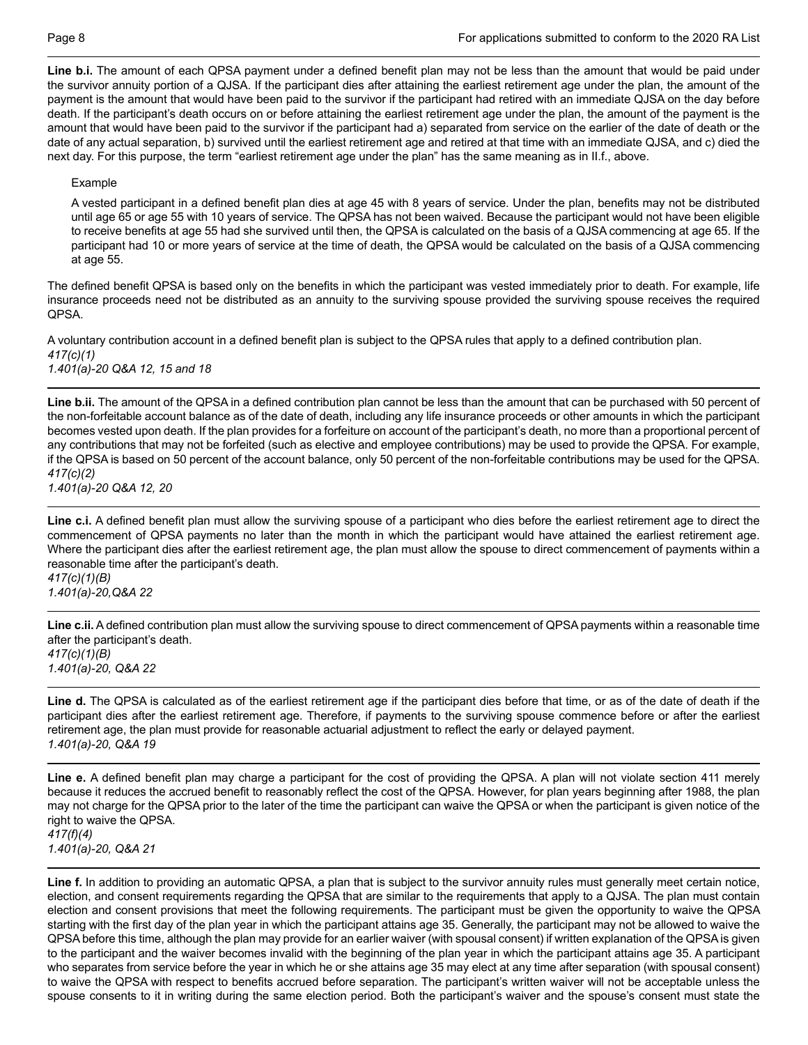**Line b.i.** The amount of each QPSA payment under a defined benefit plan may not be less than the amount that would be paid under the survivor annuity portion of a QJSA. If the participant dies after attaining the earliest retirement age under the plan, the amount of the payment is the amount that would have been paid to the survivor if the participant had retired with an immediate QJSA on the day before death. If the participant's death occurs on or before attaining the earliest retirement age under the plan, the amount of the payment is the amount that would have been paid to the survivor if the participant had a) separated from service on the earlier of the date of death or the date of any actual separation, b) survived until the earliest retirement age and retired at that time with an immediate QJSA, and c) died the next day. For this purpose, the term "earliest retirement age under the plan" has the same meaning as in II.f., above.

Example

A vested participant in a defined benefit plan dies at age 45 with 8 years of service. Under the plan, benefits may not be distributed until age 65 or age 55 with 10 years of service. The QPSA has not been waived. Because the participant would not have been eligible to receive benefits at age 55 had she survived until then, the QPSA is calculated on the basis of a QJSA commencing at age 65. If the participant had 10 or more years of service at the time of death, the QPSA would be calculated on the basis of a QJSA commencing at age 55.

The defined benefit QPSA is based only on the benefits in which the participant was vested immediately prior to death. For example, life insurance proceeds need not be distributed as an annuity to the surviving spouse provided the surviving spouse receives the required QPSA.

A voluntary contribution account in a defined benefit plan is subject to the QPSA rules that apply to a defined contribution plan.
*417(c)(1)*
*1.401(a)-20 Q&A 12, 15 and 18*

---

**Line b.ii.** The amount of the QPSA in a defined contribution plan cannot be less than the amount that can be purchased with 50 percent of the non-forfeitable account balance as of the date of death, including any life insurance proceeds or other amounts in which the participant becomes vested upon death. If the plan provides for a forfeiture on account of the participant's death, no more than a proportional percent of any contributions that may not be forfeited (such as elective and employee contributions) may be used to provide the QPSA. For example, if the QPSA is based on 50 percent of the account balance, only 50 percent of the non-forfeitable contributions may be used for the QPSA.
*417(c)(2)*
*1.401(a)-20 Q&A 12, 20*

---

**Line c.i.** A defined benefit plan must allow the surviving spouse of a participant who dies before the earliest retirement age to direct the commencement of QPSA payments no later than the month in which the participant would have attained the earliest retirement age. Where the participant dies after the earliest retirement age, the plan must allow the spouse to direct commencement of payments within a reasonable time after the participant's death.
*417(c)(1)(B)*
*1.401(a)-20,Q&A 22*

---

**Line c.ii.** A defined contribution plan must allow the surviving spouse to direct commencement of QPSA payments within a reasonable time after the participant's death.
*417(c)(1)(B)*
*1.401(a)-20, Q&A 22*

---

**Line d.** The QPSA is calculated as of the earliest retirement age if the participant dies before that time, or as of the date of death if the participant dies after the earliest retirement age. Therefore, if payments to the surviving spouse commence before or after the earliest retirement age, the plan must provide for reasonable actuarial adjustment to reflect the early or delayed payment.
*1.401(a)-20, Q&A 19*

---

**Line e.** A defined benefit plan may charge a participant for the cost of providing the QPSA. A plan will not violate section 411 merely because it reduces the accrued benefit to reasonably reflect the cost of the QPSA. However, for plan years beginning after 1988, the plan may not charge for the QPSA prior to the later of the time the participant can waive the QPSA or when the participant is given notice of the right to waive the QPSA.
*417(f)(4)*
*1.401(a)-20, Q&A 21*

---

**Line f.** In addition to providing an automatic QPSA, a plan that is subject to the survivor annuity rules must generally meet certain notice, election, and consent requirements regarding the QPSA that are similar to the requirements that apply to a QJSA. The plan must contain election and consent provisions that meet the following requirements. The participant must be given the opportunity to waive the QPSA starting with the first day of the plan year in which the participant attains age 35. Generally, the participant may not be allowed to waive the QPSA before this time, although the plan may provide for an earlier waiver (with spousal consent) if written explanation of the QPSA is given to the participant and the waiver becomes invalid with the beginning of the plan year in which the participant attains age 35. A participant who separates from service before the year in which he or she attains age 35 may elect at any time after separation (with spousal consent) to waive the QPSA with respect to benefits accrued before separation. The participant's written waiver will not be acceptable unless the spouse consents to it in writing during the same election period. Both the participant's waiver and the spouse's consent must state the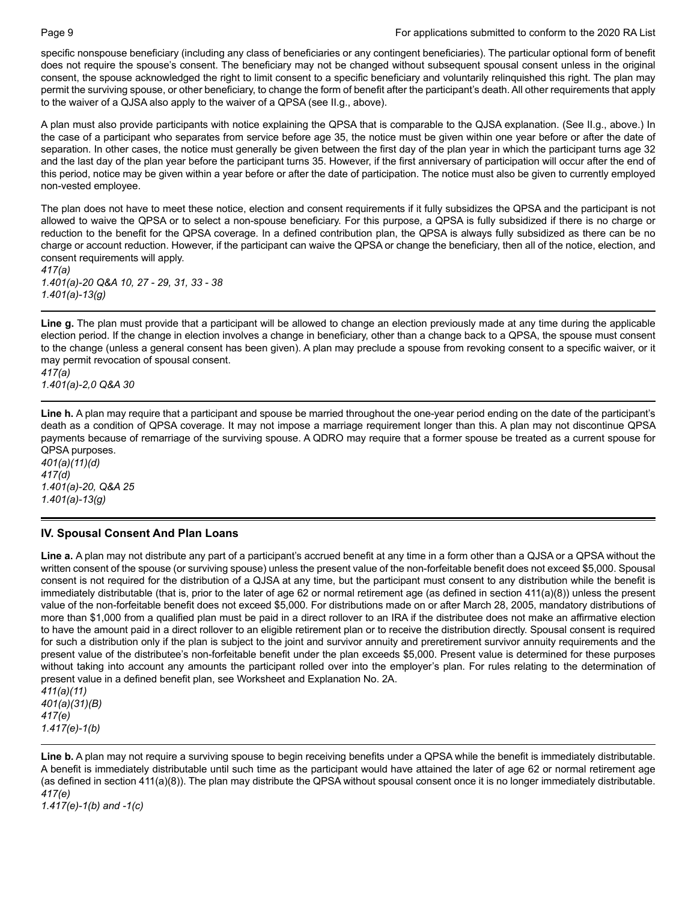specific nonspouse beneficiary (including any class of beneficiaries or any contingent beneficiaries). The particular optional form of benefit does not require the spouse's consent. The beneficiary may not be changed without subsequent spousal consent unless in the original consent, the spouse acknowledged the right to limit consent to a specific beneficiary and voluntarily relinquished this right. The plan may permit the surviving spouse, or other beneficiary, to change the form of benefit after the participant's death. All other requirements that apply to the waiver of a QJSA also apply to the waiver of a QPSA (see II.g., above).

A plan must also provide participants with notice explaining the QPSA that is comparable to the QJSA explanation. (See II.g., above.) In the case of a participant who separates from service before age 35, the notice must be given within one year before or after the date of separation. In other cases, the notice must generally be given between the first day of the plan year in which the participant turns age 32 and the last day of the plan year before the participant turns 35. However, if the first anniversary of participation will occur after the end of this period, notice may be given within a year before or after the date of participation. The notice must also be given to currently employed non-vested employee.

The plan does not have to meet these notice, election and consent requirements if it fully subsidizes the QPSA and the participant is not allowed to waive the QPSA or to select a non-spouse beneficiary. For this purpose, a QPSA is fully subsidized if there is no charge or reduction to the benefit for the QPSA coverage. In a defined contribution plan, the QPSA is always fully subsidized as there can be no charge or account reduction. However, if the participant can waive the QPSA or change the beneficiary, then all of the notice, election, and consent requirements will apply.

*417(a)*
*1.401(a)-20 Q&A 10, 27 - 29, 31, 33 - 38*
*1.401(a)-13(g)*

---

**Line g.** The plan must provide that a participant will be allowed to change an election previously made at any time during the applicable election period. If the change in election involves a change in beneficiary, other than a change back to a QPSA, the spouse must consent to the change (unless a general consent has been given). A plan may preclude a spouse from revoking consent to a specific waiver, or it may permit revocation of spousal consent.

*417(a)*
*1.401(a)-2,0 Q&A 30*

---

**Line h.** A plan may require that a participant and spouse be married throughout the one-year period ending on the date of the participant's death as a condition of QPSA coverage. It may not impose a marriage requirement longer than this. A plan may not discontinue QPSA payments because of remarriage of the surviving spouse. A QDRO may require that a former spouse be treated as a current spouse for QPSA purposes.

*401(a)(11)(d)*
*417(d)*
*1.401(a)-20, Q&A 25*
*1.401(a)-13(g)*

---

## IV. Spousal Consent And Plan Loans

**Line a.** A plan may not distribute any part of a participant's accrued benefit at any time in a form other than a QJSA or a QPSA without the written consent of the spouse (or surviving spouse) unless the present value of the non-forfeitable benefit does not exceed $5,000. Spousal consent is not required for the distribution of a QJSA at any time, but the participant must consent to any distribution while the benefit is immediately distributable (that is, prior to the later of age 62 or normal retirement age (as defined in section 411(a)(8)) unless the present value of the non-forfeitable benefit does not exceed $5,000. For distributions made on or after March 28, 2005, mandatory distributions of more than $1,000 from a qualified plan must be paid in a direct rollover to an IRA if the distributee does not make an affirmative election to have the amount paid in a direct rollover to an eligible retirement plan or to receive the distribution directly. Spousal consent is required for such a distribution only if the plan is subject to the joint and survivor annuity and preretirement survivor annuity requirements and the present value of the distributee's non-forfeitable benefit under the plan exceeds $5,000. Present value is determined for these purposes without taking into account any amounts the participant rolled over into the employer's plan. For rules relating to the determination of present value in a defined benefit plan, see Worksheet and Explanation No. 2A.

*411(a)(11)*
*401(a)(31)(B)*
*417(e)*
*1.417(e)-1(b)*

---

**Line b.** A plan may not require a surviving spouse to begin receiving benefits under a QPSA while the benefit is immediately distributable. A benefit is immediately distributable until such time as the participant would have attained the later of age 62 or normal retirement age (as defined in section 411(a)(8)). The plan may distribute the QPSA without spousal consent once it is no longer immediately distributable.

*417(e)*
*1.417(e)-1(b) and -1(c)*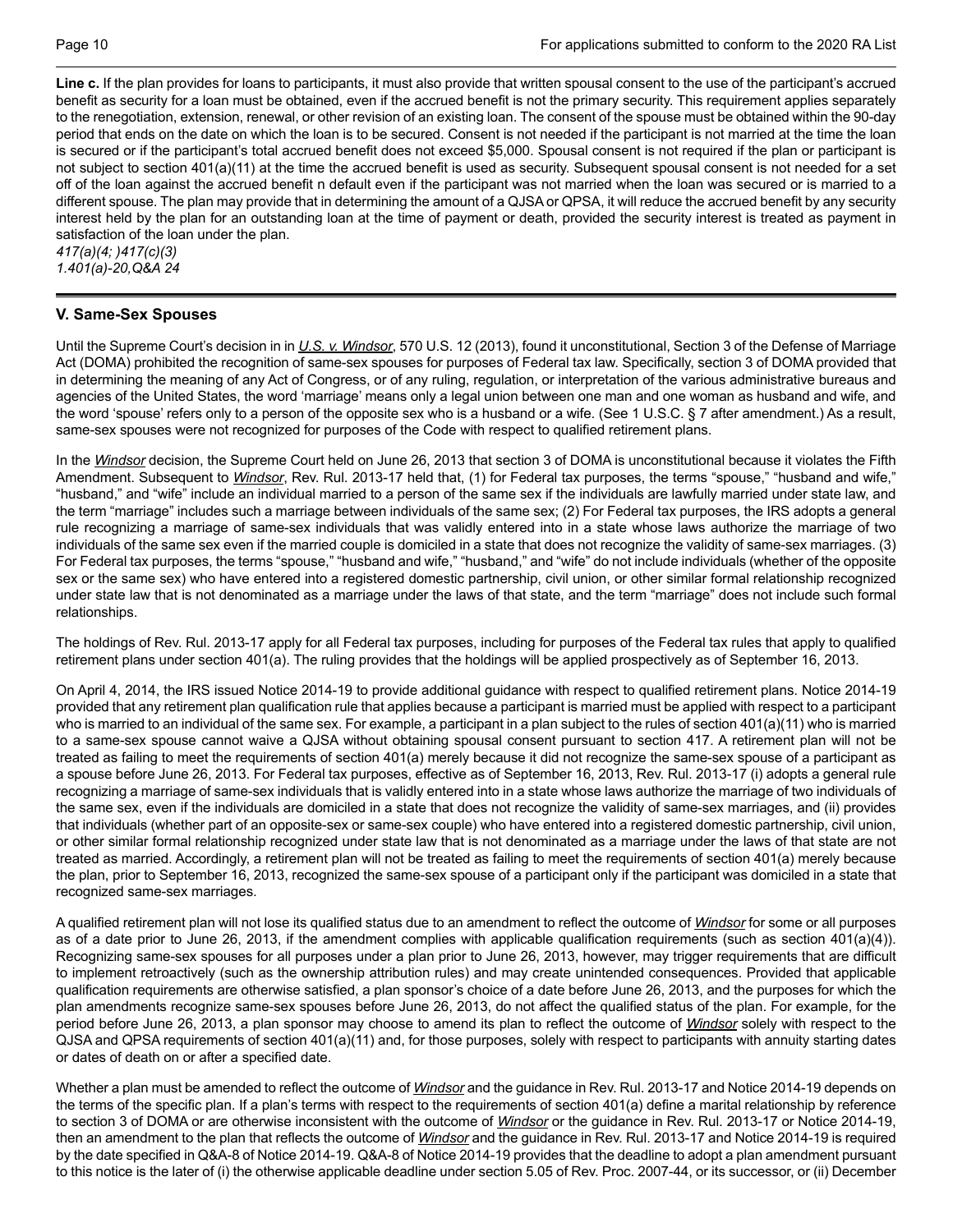**Line c.** If the plan provides for loans to participants, it must also provide that written spousal consent to the use of the participant's accrued benefit as security for a loan must be obtained, even if the accrued benefit is not the primary security. This requirement applies separately to the renegotiation, extension, renewal, or other revision of an existing loan. The consent of the spouse must be obtained within the 90-day period that ends on the date on which the loan is to be secured. Consent is not needed if the participant is not married at the time the loan is secured or if the participant's total accrued benefit does not exceed $5,000. Spousal consent is not required if the plan or participant is not subject to section 401(a)(11) at the time the accrued benefit is used as security. Subsequent spousal consent is not needed for a set off of the loan against the accrued benefit n default even if the participant was not married when the loan was secured or is married to a different spouse. The plan may provide that in determining the amount of a QJSA or QPSA, it will reduce the accrued benefit by any security interest held by the plan for an outstanding loan at the time of payment or death, provided the security interest is treated as payment in satisfaction of the loan under the plan.
*417(a)(4; )417(c)(3)*
*1.401(a)-20,Q&A 24*

---

## V. Same-Sex Spouses

Until the Supreme Court's decision in in *U.S. v. Windsor*, 570 U.S. 12 (2013), found it unconstitutional, Section 3 of the Defense of Marriage Act (DOMA) prohibited the recognition of same-sex spouses for purposes of Federal tax law. Specifically, section 3 of DOMA provided that in determining the meaning of any Act of Congress, or of any ruling, regulation, or interpretation of the various administrative bureaus and agencies of the United States, the word 'marriage' means only a legal union between one man and one woman as husband and wife, and the word 'spouse' refers only to a person of the opposite sex who is a husband or a wife. (See 1 U.S.C. § 7 after amendment.) As a result, same-sex spouses were not recognized for purposes of the Code with respect to qualified retirement plans.

In the *Windsor* decision, the Supreme Court held on June 26, 2013 that section 3 of DOMA is unconstitutional because it violates the Fifth Amendment. Subsequent to *Windsor*, Rev. Rul. 2013-17 held that, (1) for Federal tax purposes, the terms "spouse," "husband and wife," "husband," and "wife" include an individual married to a person of the same sex if the individuals are lawfully married under state law, and the term "marriage" includes such a marriage between individuals of the same sex; (2) For Federal tax purposes, the IRS adopts a general rule recognizing a marriage of same-sex individuals that was validly entered into in a state whose laws authorize the marriage of two individuals of the same sex even if the married couple is domiciled in a state that does not recognize the validity of same-sex marriages. (3) For Federal tax purposes, the terms "spouse," "husband and wife," "husband," and "wife" do not include individuals (whether of the opposite sex or the same sex) who have entered into a registered domestic partnership, civil union, or other similar formal relationship recognized under state law that is not denominated as a marriage under the laws of that state, and the term "marriage" does not include such formal relationships.

The holdings of Rev. Rul. 2013-17 apply for all Federal tax purposes, including for purposes of the Federal tax rules that apply to qualified retirement plans under section 401(a). The ruling provides that the holdings will be applied prospectively as of September 16, 2013.

On April 4, 2014, the IRS issued Notice 2014-19 to provide additional guidance with respect to qualified retirement plans. Notice 2014-19 provided that any retirement plan qualification rule that applies because a participant is married must be applied with respect to a participant who is married to an individual of the same sex. For example, a participant in a plan subject to the rules of section 401(a)(11) who is married to a same-sex spouse cannot waive a QJSA without obtaining spousal consent pursuant to section 417. A retirement plan will not be treated as failing to meet the requirements of section 401(a) merely because it did not recognize the same-sex spouse of a participant as a spouse before June 26, 2013. For Federal tax purposes, effective as of September 16, 2013, Rev. Rul. 2013-17 (i) adopts a general rule recognizing a marriage of same-sex individuals that is validly entered into in a state whose laws authorize the marriage of two individuals of the same sex, even if the individuals are domiciled in a state that does not recognize the validity of same-sex marriages, and (ii) provides that individuals (whether part of an opposite-sex or same-sex couple) who have entered into a registered domestic partnership, civil union, or other similar formal relationship recognized under state law that is not denominated as a marriage under the laws of that state are not treated as married. Accordingly, a retirement plan will not be treated as failing to meet the requirements of section 401(a) merely because the plan, prior to September 16, 2013, recognized the same-sex spouse of a participant only if the participant was domiciled in a state that recognized same-sex marriages.

A qualified retirement plan will not lose its qualified status due to an amendment to reflect the outcome of *Windsor* for some or all purposes as of a date prior to June 26, 2013, if the amendment complies with applicable qualification requirements (such as section 401(a)(4)). Recognizing same-sex spouses for all purposes under a plan prior to June 26, 2013, however, may trigger requirements that are difficult to implement retroactively (such as the ownership attribution rules) and may create unintended consequences. Provided that applicable qualification requirements are otherwise satisfied, a plan sponsor's choice of a date before June 26, 2013, and the purposes for which the plan amendments recognize same-sex spouses before June 26, 2013, do not affect the qualified status of the plan. For example, for the period before June 26, 2013, a plan sponsor may choose to amend its plan to reflect the outcome of *Windsor* solely with respect to the QJSA and QPSA requirements of section 401(a)(11) and, for those purposes, solely with respect to participants with annuity starting dates or dates of death on or after a specified date.

Whether a plan must be amended to reflect the outcome of *Windsor* and the guidance in Rev. Rul. 2013-17 and Notice 2014-19 depends on the terms of the specific plan. If a plan's terms with respect to the requirements of section 401(a) define a marital relationship by reference to section 3 of DOMA or are otherwise inconsistent with the outcome of *Windsor* or the guidance in Rev. Rul. 2013-17 or Notice 2014-19, then an amendment to the plan that reflects the outcome of *Windsor* and the guidance in Rev. Rul. 2013-17 and Notice 2014-19 is required by the date specified in Q&A-8 of Notice 2014-19. Q&A-8 of Notice 2014-19 provides that the deadline to adopt a plan amendment pursuant to this notice is the later of (i) the otherwise applicable deadline under section 5.05 of Rev. Proc. 2007-44, or its successor, or (ii) December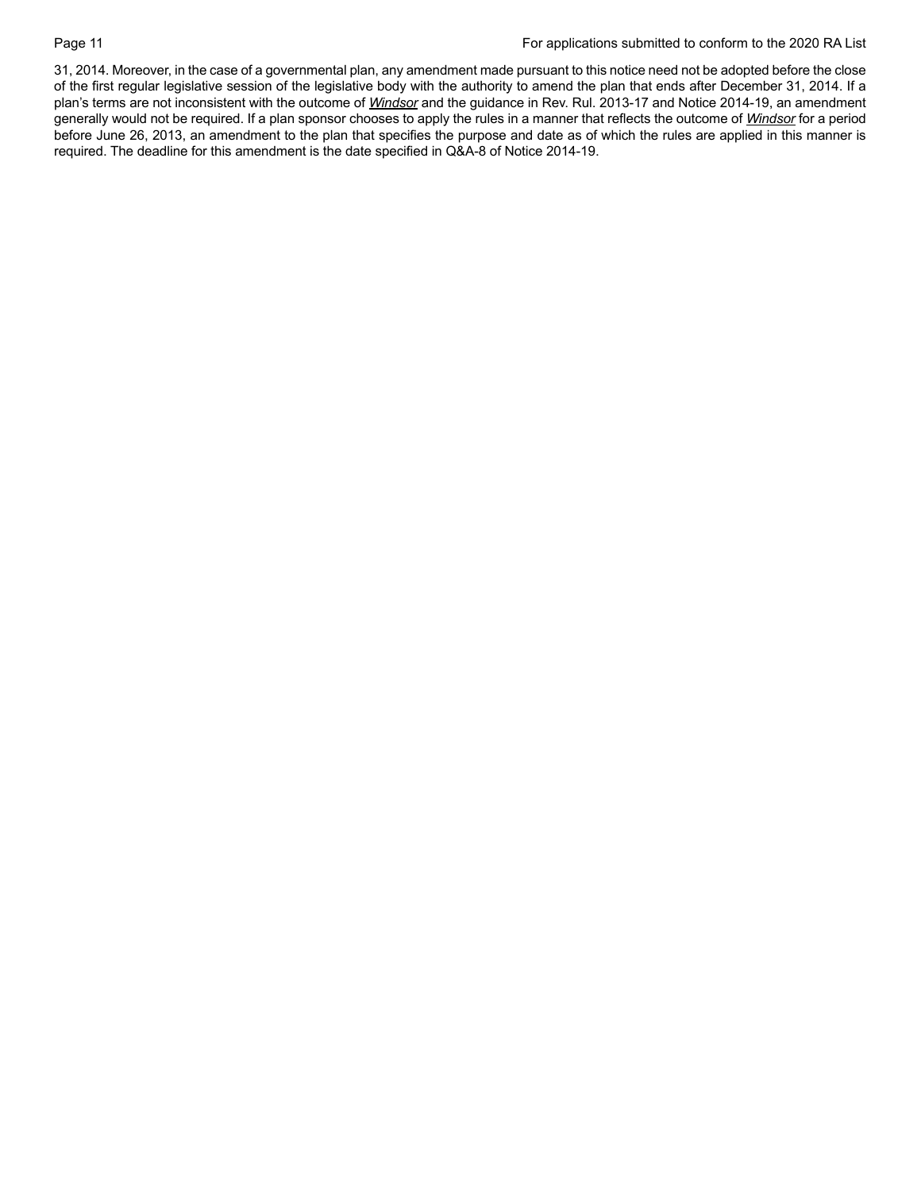31, 2014. Moreover, in the case of a governmental plan, any amendment made pursuant to this notice need not be adopted before the close of the first regular legislative session of the legislative body with the authority to amend the plan that ends after December 31, 2014. If a plan's terms are not inconsistent with the outcome of ***Windsor*** and the guidance in Rev. Rul. 2013-17 and Notice 2014-19, an amendment generally would not be required. If a plan sponsor chooses to apply the rules in a manner that reflects the outcome of *Windsor* for a period before June 26, 2013, an amendment to the plan that specifies the purpose and date as of which the rules are applied in this manner is required. The deadline for this amendment is the date specified in Q&A-8 of Notice 2014-19.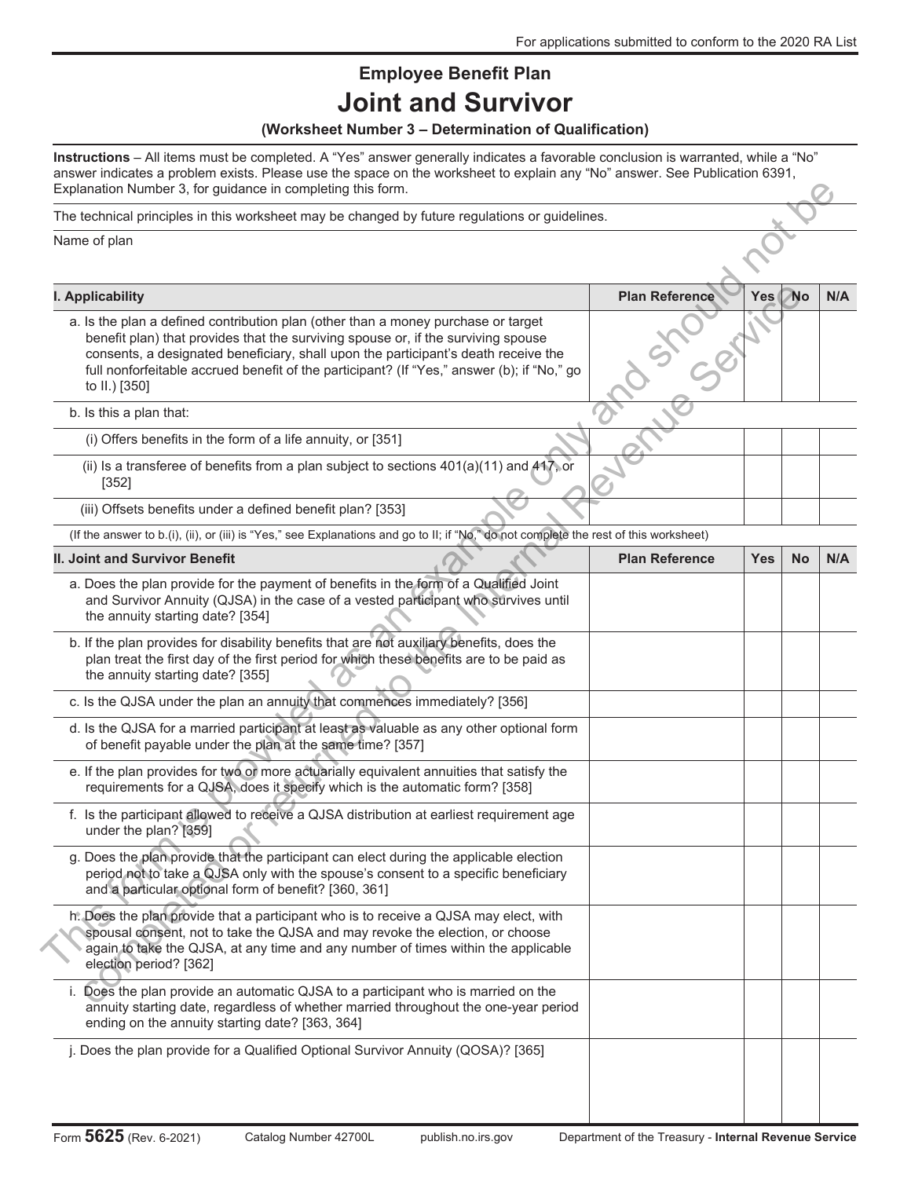For applications submitted to conform to the 2020 RA List

## Employee Benefit Plan

# Joint and Survivor

### (Worksheet Number 3 – Determination of Qualification)

**Instructions** – All items must be completed. A "Yes" answer generally indicates a favorable conclusion is warranted, while a "No" answer indicates a problem exists. Please use the space on the worksheet to explain any "No" answer. See Publication 6391, Explanation Number 3, for guidance in completing this form.

The technical principles in this worksheet may be changed by future regulations or guidelines.

Name of plan

| I. Applicability | Plan Reference | Yes | No | N/A |
|---|---|---|---|---|
| a. Is the plan a defined contribution plan (other than a money purchase or target benefit plan) that provides that the surviving spouse or, if the surviving spouse consents, a designated beneficiary, shall upon the participant's death receive the full nonforfeitable accrued benefit of the participant? (If "Yes," answer (b); if "No," go to II.) [350] | | | | |
| b. Is this a plan that: | | | | |
| (i) Offers benefits in the form of a life annuity, or [351] | | | | |
| (ii) Is a transferee of benefits from a plan subject to sections 401(a)(11) and 417, or [352] | | | | |
| (iii) Offsets benefits under a defined benefit plan? [353] | | | | |
| (If the answer to b.(i), (ii), or (iii) is "Yes," see Explanations and go to II; if "No," do not complete the rest of this worksheet) | | | | |

| II. Joint and Survivor Benefit | Plan Reference | Yes | No | N/A |
|---|---|---|---|---|
| a. Does the plan provide for the payment of benefits in the form of a Qualified Joint and Survivor Annuity (QJSA) in the case of a vested participant who survives until the annuity starting date? [354] | | | | |
| b. If the plan provides for disability benefits that are not auxiliary benefits, does the plan treat the first day of the first period for which these benefits are to be paid as the annuity starting date? [355] | | | | |
| c. Is the QJSA under the plan an annuity that commences immediately? [356] | | | | |
| d. Is the QJSA for a married participant at least as valuable as any other optional form of benefit payable under the plan at the same time? [357] | | | | |
| e. If the plan provides for two or more actuarially equivalent annuities that satisfy the requirements for a QJSA, does it specify which is the automatic form? [358] | | | | |
| f. Is the participant allowed to receive a QJSA distribution at earliest requirement age under the plan? [359] | | | | |
| g. Does the plan provide that the participant can elect during the applicable election period not to take a QJSA only with the spouse's consent to a specific beneficiary and a particular optional form of benefit? [360, 361] | | | | |
| h. Does the plan provide that a participant who is to receive a QJSA may elect, with spousal consent, not to take the QJSA and may revoke the election, or choose again to take the QJSA, at any time and any number of times within the applicable election period? [362] | | | | |
| i. Does the plan provide an automatic QJSA to a participant who is married on the annuity starting date, regardless of whether married throughout the one-year period ending on the annuity starting date? [363, 364] | | | | |
| j. Does the plan provide for a Qualified Optional Survivor Annuity (QOSA)? [365] | | | | |

Form **5625** (Rev. 6-2021) Catalog Number 42700L publish.no.irs.gov Department of the Treasury - **Internal Revenue Service**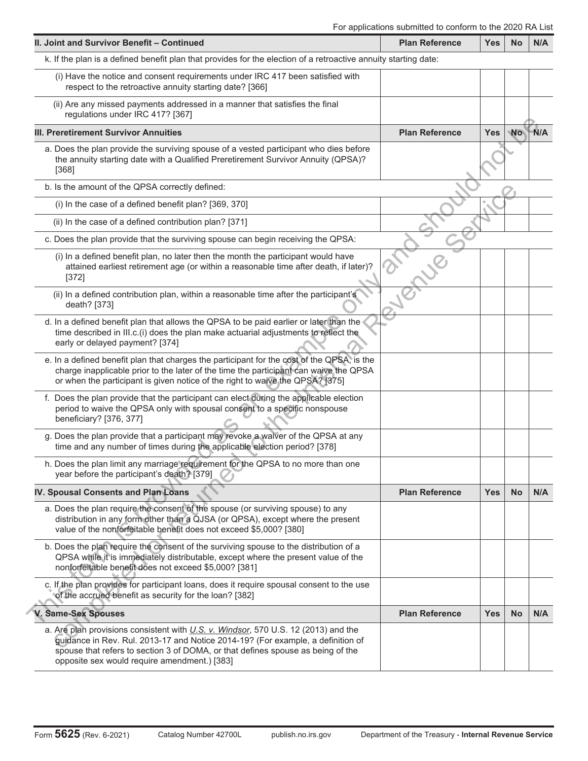For applications submitted to conform to the 2020 RA List

| II. Joint and Survivor Benefit – Continued | Plan Reference | Yes | No | N/A |
|---|---|---|---|---|
| k. If the plan is a defined benefit plan that provides for the election of a retroactive annuity starting date: | | | | |
| (i) Have the notice and consent requirements under IRC 417 been satisfied with respect to the retroactive annuity starting date? [366] | | | | |
| (ii) Are any missed payments addressed in a manner that satisfies the final regulations under IRC 417? [367] | | | | |

| III. Preretirement Survivor Annuities | Plan Reference | Yes | No | N/A |
|---|---|---|---|---|
| a. Does the plan provide the surviving spouse of a vested participant who dies before the annuity starting date with a Qualified Preretirement Survivor Annuity (QPSA)? [368] | | | | |
| b. Is the amount of the QPSA correctly defined: | | | | |
| (i) In the case of a defined benefit plan? [369, 370] | | | | |
| (ii) In the case of a defined contribution plan? [371] | | | | |
| c. Does the plan provide that the surviving spouse can begin receiving the QPSA: | | | | |
| (i) In a defined benefit plan, no later then the month the participant would have attained earliest retirement age (or within a reasonable time after death, if later)? [372] | | | | |
| (ii) In a defined contribution plan, within a reasonable time after the participant's death? [373] | | | | |
| d. In a defined benefit plan that allows the QPSA to be paid earlier or later than the time described in III.c.(i) does the plan make actuarial adjustments to reflect the early or delayed payment? [374] | | | | |
| e. In a defined benefit plan that charges the participant for the cost of the QPSA, is the charge inapplicable prior to the later of the time the participant can waive the QPSA or when the participant is given notice of the right to waive the QPSA? [375] | | | | |
| f. Does the plan provide that the participant can elect during the applicable election period to waive the QPSA only with spousal consent to a specific nonspouse beneficiary? [376, 377] | | | | |
| g. Does the plan provide that a participant may revoke a waiver of the QPSA at any time and any number of times during the applicable election period? [378] | | | | |
| h. Does the plan limit any marriage requirement for the QPSA to no more than one year before the participant's death? [379] | | | | |

| IV. Spousal Consents and Plan Loans | Plan Reference | Yes | No | N/A |
|---|---|---|---|---|
| a. Does the plan require the consent of the spouse (or surviving spouse) to any distribution in any form other than a QJSA (or QPSA), except where the present value of the nonforfeitable benefit does not exceed $5,000? [380] | | | | |
| b. Does the plan require the consent of the surviving spouse to the distribution of a QPSA while it is immediately distributable, except where the present value of the nonforfeitable benefit does not exceed $5,000? [381] | | | | |
| c. If the plan provides for participant loans, does it require spousal consent to the use of the accrued benefit as security for the loan? [382] | | | | |

| V. Same-Sex Spouses | Plan Reference | Yes | No | N/A |
|---|---|---|---|---|
| a. Are plan provisions consistent with *U.S. v. Windsor*, 570 U.S. 12 (2013) and the guidance in Rev. Rul. 2013-17 and Notice 2014-19? (For example, a definition of spouse that refers to section 3 of DOMA, or that defines spouse as being of the opposite sex would require amendment.) [383] | | | | |

This form is provided as an example only and should not be completed or returned to the Internal Revenue Service

Form **5625** (Rev. 6-2021) Catalog Number 42700L publish.no.irs.gov Department of the Treasury - **Internal Revenue Service**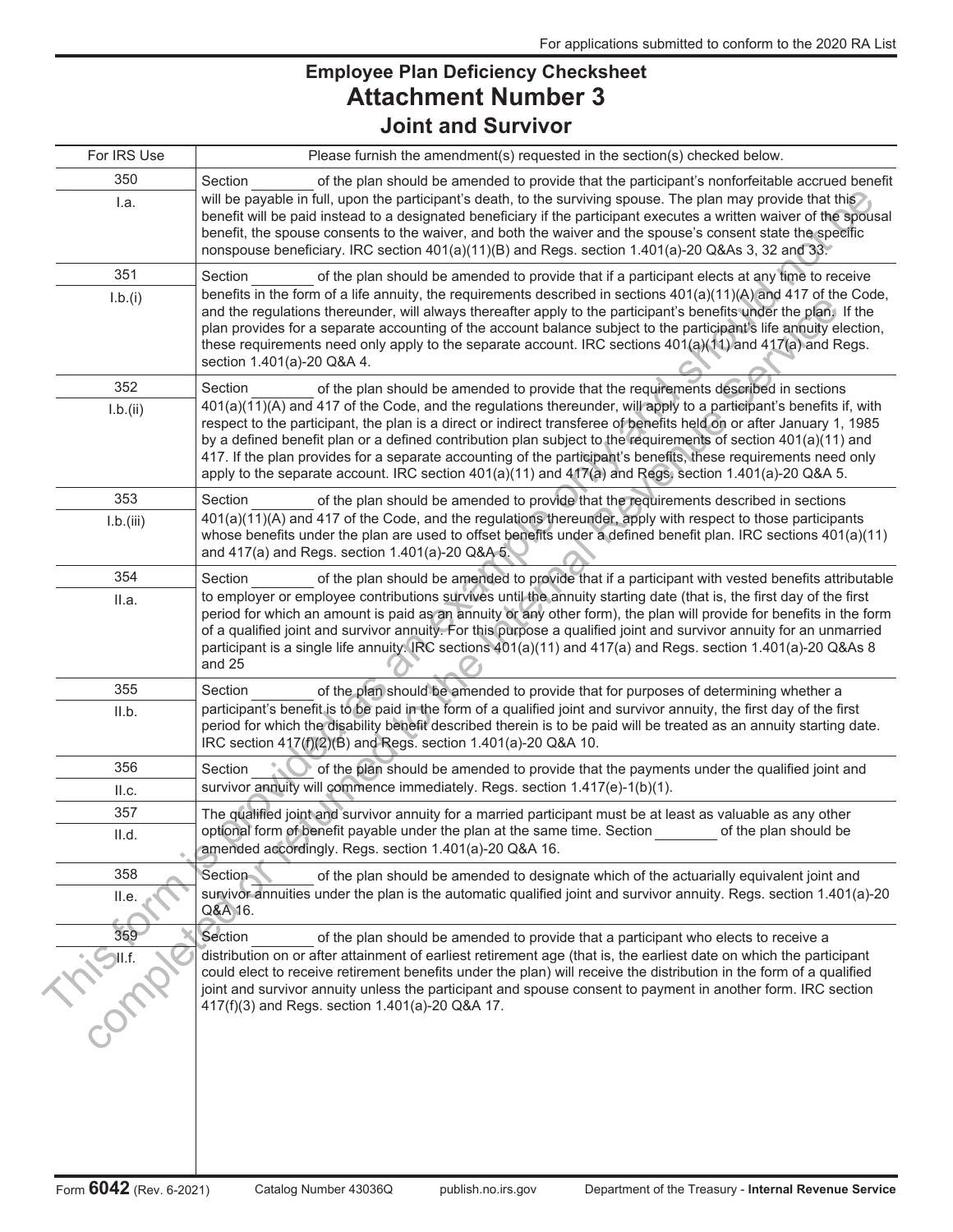For applications submitted to conform to the 2020 RA List

# Employee Plan Deficiency Checksheet
## Attachment Number 3
### Joint and Survivor

| For IRS Use | Please furnish the amendment(s) requested in the section(s) checked below. |
|---|---|
| 350<br>I.a. | Section ________ of the plan should be amended to provide that the participant's nonforfeitable accrued benefit will be payable in full, upon the participant's death, to the surviving spouse. The plan may provide that this benefit will be paid instead to a designated beneficiary if the participant executes a written waiver of the spousal benefit, the spouse consents to the waiver, and both the waiver and the spouse's consent state the specific nonspouse beneficiary. IRC section 401(a)(11)(B) and Regs. section 1.401(a)-20 Q&As 3, 32 and 33. |
| 351<br>I.b.(i) | Section ________ of the plan should be amended to provide that if a participant elects at any time to receive benefits in the form of a life annuity, the requirements described in sections 401(a)(11)(A) and 417 of the Code, and the regulations thereunder, will always thereafter apply to the participant's benefits under the plan. If the plan provides for a separate accounting of the account balance subject to the participant's life annuity election, these requirements need only apply to the separate account. IRC sections 401(a)(11) and 417(a) and Regs. section 1.401(a)-20 Q&A 4. |
| 352<br>I.b.(ii) | Section ________ of the plan should be amended to provide that the requirements described in sections 401(a)(11)(A) and 417 of the Code, and the regulations thereunder, will apply to a participant's benefits if, with respect to the participant, the plan is a direct or indirect transferee of benefits held on or after January 1, 1985 by a defined benefit plan or a defined contribution plan subject to the requirements of section 401(a)(11) and 417. If the plan provides for a separate accounting of the participant's benefits, these requirements need only apply to the separate account. IRC section 401(a)(11) and 417(a) and Regs. section 1.401(a)-20 Q&A 5. |
| 353<br>I.b.(iii) | Section ________ of the plan should be amended to provide that the requirements described in sections 401(a)(11)(A) and 417 of the Code, and the regulations thereunder, apply with respect to those participants whose benefits under the plan are used to offset benefits under a defined benefit plan. IRC sections 401(a)(11) and 417(a) and Regs. section 1.401(a)-20 Q&A 5. |
| 354<br>II.a. | Section ________ of the plan should be amended to provide that if a participant with vested benefits attributable to employer or employee contributions survives until the annuity starting date (that is, the first day of the first period for which an amount is paid as an annuity or any other form), the plan will provide for benefits in the form of a qualified joint and survivor annuity. For this purpose a qualified joint and survivor annuity for an unmarried participant is a single life annuity. IRC sections 401(a)(11) and 417(a) and Regs. section 1.401(a)-20 Q&As 8 and 25 |
| 355<br>II.b. | Section ________ of the plan should be amended to provide that for purposes of determining whether a participant's benefit is to be paid in the form of a qualified joint and survivor annuity, the first day of the first period for which the disability benefit described therein is to be paid will be treated as an annuity starting date. IRC section 417(f)(2)(B) and Regs. section 1.401(a)-20 Q&A 10. |
| 356<br>II.c. | Section ________ of the plan should be amended to provide that the payments under the qualified joint and survivor annuity will commence immediately. Regs. section 1.417(e)-1(b)(1). |
| 357<br>II.d. | The qualified joint and survivor annuity for a married participant must be at least as valuable as any other optional form of benefit payable under the plan at the same time. Section ________ of the plan should be amended accordingly. Regs. section 1.401(a)-20 Q&A 16. |
| 358<br>II.e. | Section ________ of the plan should be amended to designate which of the actuarially equivalent joint and survivor annuities under the plan is the automatic qualified joint and survivor annuity. Regs. section 1.401(a)-20 Q&A 16. |
| 359<br>II.f. | Section ________ of the plan should be amended to provide that a participant who elects to receive a distribution on or after attainment of earliest retirement age (that is, the earliest date on which the participant could elect to receive retirement benefits under the plan) will receive the distribution in the form of a qualified joint and survivor annuity unless the participant and spouse consent to payment in another form. IRC section 417(f)(3) and Regs. section 1.401(a)-20 Q&A 17. |

This form is provided as an example only and should not be completed or returned to the Internal Revenue Service

Form **6042** (Rev. 6-2021) Catalog Number 43036Q publish.no.irs.gov Department of the Treasury - **Internal Revenue Service**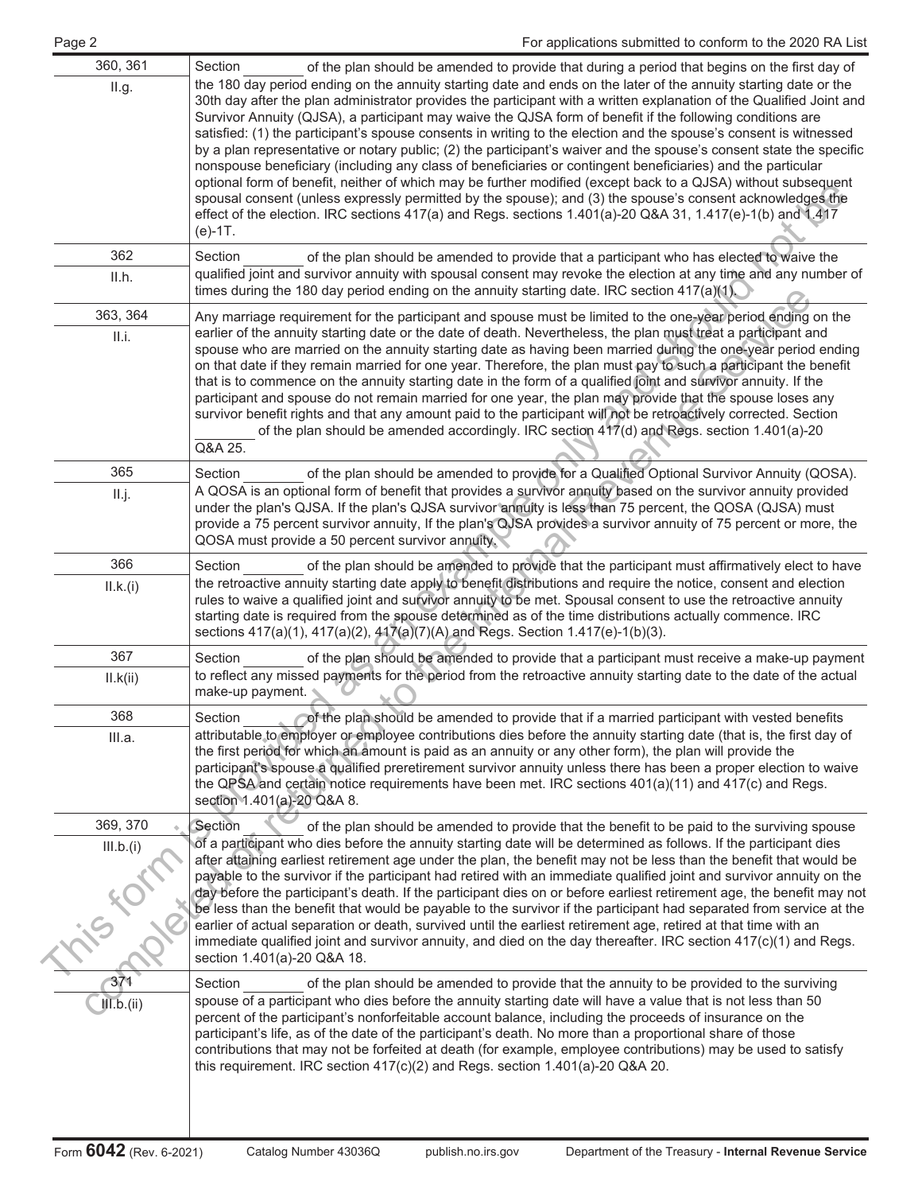| | |
|---|---|
| 360, 361<br>II.g. | Section ________ of the plan should be amended to provide that during a period that begins on the first day of the 180 day period ending on the annuity starting date and ends on the later of the annuity starting date or the 30th day after the plan administrator provides the participant with a written explanation of the Qualified Joint and Survivor Annuity (QJSA), a participant may waive the QJSA form of benefit if the following conditions are satisfied: (1) the participant's spouse consents in writing to the election and the spouse's consent is witnessed by a plan representative or notary public; (2) the participant's waiver and the spouse's consent state the specific nonspouse beneficiary (including any class of beneficiaries or contingent beneficiaries) and the particular optional form of benefit, neither of which may be further modified (except back to a QJSA) without subsequent spousal consent (unless expressly permitted by the spouse); and (3) the spouse's consent acknowledges the effect of the election. IRC sections 417(a) and Regs. sections 1.401(a)-20 Q&A 31, 1.417(e)-1(b) and 1.417 (e)-1T. |
| 362<br>II.h. | Section ________ of the plan should be amended to provide that a participant who has elected to waive the qualified joint and survivor annuity with spousal consent may revoke the election at any time and any number of times during the 180 day period ending on the annuity starting date. IRC section 417(a)(1). |
| 363, 364<br>II.i. | Any marriage requirement for the participant and spouse must be limited to the one-year period ending on the earlier of the annuity starting date or the date of death. Nevertheless, the plan must treat a participant and spouse who are married on the annuity starting date as having been married during the one-year period ending on that date if they remain married for one year. Therefore, the plan must pay to such a participant the benefit that is to commence on the annuity starting date in the form of a qualified joint and survivor annuity. If the participant and spouse do not remain married for one year, the plan may provide that the spouse loses any survivor benefit rights and that any amount paid to the participant will not be retroactively corrected. Section ________ of the plan should be amended accordingly. IRC section 417(d) and Regs. section 1.401(a)-20 Q&A 25. |
| 365<br>II.j. | Section ________ of the plan should be amended to provide for a Qualified Optional Survivor Annuity (QOSA). A QOSA is an optional form of benefit that provides a survivor annuity based on the survivor annuity provided under the plan's QJSA. If the plan's QJSA survivor annuity is less than 75 percent, the QOSA (QJSA) must provide a 75 percent survivor annuity, If the plan's QJSA provides a survivor annuity of 75 percent or more, the QOSA must provide a 50 percent survivor annuity. |
| 366<br>II.k.(i) | Section ________ of the plan should be amended to provide that the participant must affirmatively elect to have the retroactive annuity starting date apply to benefit distributions and require the notice, consent and election rules to waive a qualified joint and survivor annuity to be met. Spousal consent to use the retroactive annuity starting date is required from the spouse determined as of the time distributions actually commence. IRC sections 417(a)(1), 417(a)(2), 417(a)(7)(A) and Regs. Section 1.417(e)-1(b)(3). |
| 367<br>II.k(ii) | Section ________ of the plan should be amended to provide that a participant must receive a make-up payment to reflect any missed payments for the period from the retroactive annuity starting date to the date of the actual make-up payment. |
| 368<br>III.a. | Section ________ of the plan should be amended to provide that if a married participant with vested benefits attributable to employer or employee contributions dies before the annuity starting date (that is, the first day of the first period for which an amount is paid as an annuity or any other form), the plan will provide the participant's spouse a qualified preretirement survivor annuity unless there has been a proper election to waive the QPSA and certain notice requirements have been met. IRC sections 401(a)(11) and 417(c) and Regs. section 1.401(a)-20 Q&A 8. |
| 369, 370<br>III.b.(i) | Section ________ of the plan should be amended to provide that the benefit to be paid to the surviving spouse of a participant who dies before the annuity starting date will be determined as follows. If the participant dies after attaining earliest retirement age under the plan, the benefit may not be less than the benefit that would be payable to the survivor if the participant had retired with an immediate qualified joint and survivor annuity on the day before the participant's death. If the participant dies on or before earliest retirement age, the benefit may not be less than the benefit that would be payable to the survivor if the participant had separated from service at the earlier of actual separation or death, survived until the earliest retirement age, retired at that time with an immediate qualified joint and survivor annuity, and died on the day thereafter. IRC section 417(c)(1) and Regs. section 1.401(a)-20 Q&A 18. |
| 371<br>III.b.(ii) | Section ________ of the plan should be amended to provide that the annuity to be provided to the surviving spouse of a participant who dies before the annuity starting date will have a value that is not less than 50 percent of the participant's nonforfeitable account balance, including the proceeds of insurance on the participant's life, as of the date of the participant's death. No more than a proportional share of those contributions that may not be forfeited at death (for example, employee contributions) may be used to satisfy this requirement. IRC section 417(c)(2) and Regs. section 1.401(a)-20 Q&A 20. |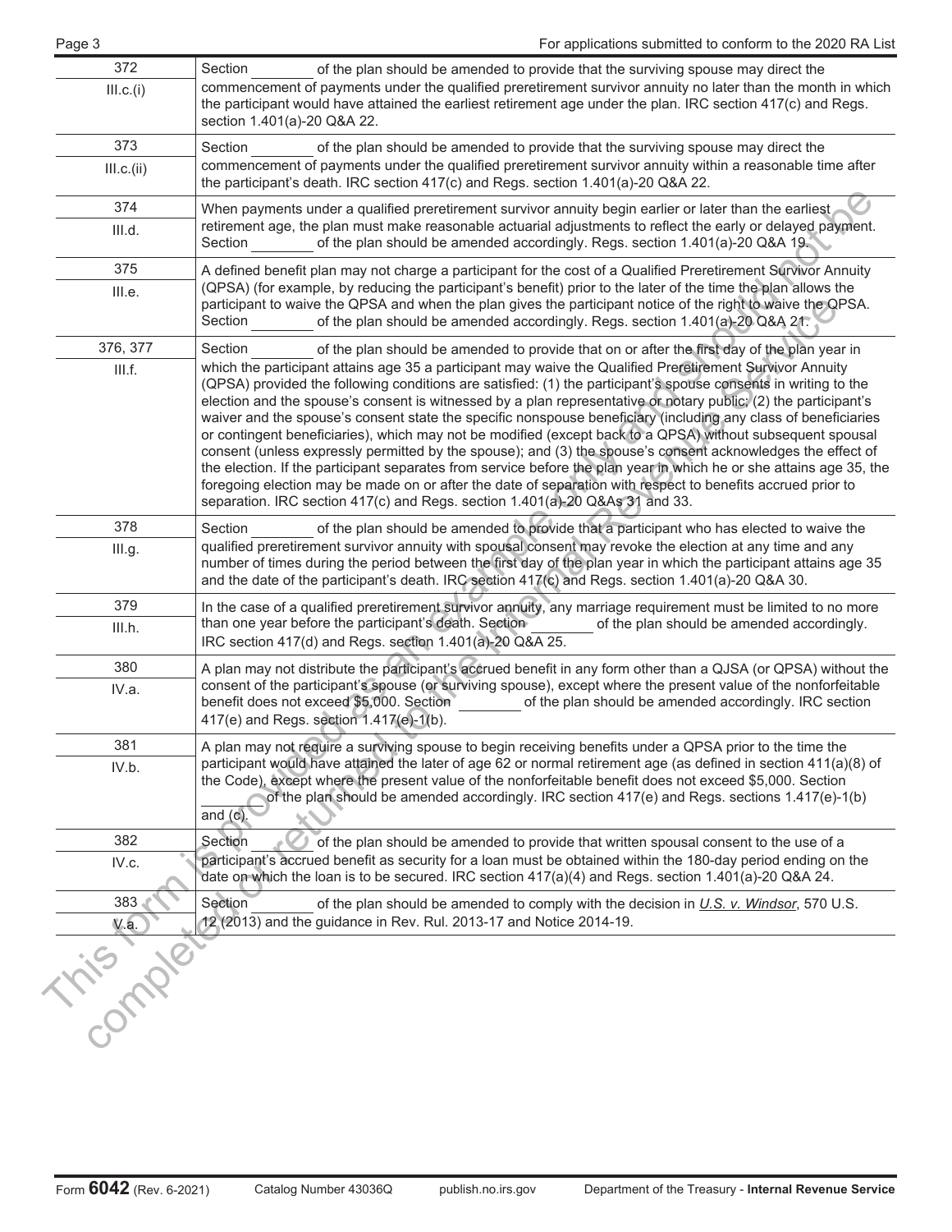For applications submitted to conform to the 2020 RA List

| | |
|---|---|
| 372<br>III.c.(i) | Section ________ of the plan should be amended to provide that the surviving spouse may direct the commencement of payments under the qualified preretirement survivor annuity no later than the month in which the participant would have attained the earliest retirement age under the plan. IRC section 417(c) and Regs. section 1.401(a)-20 Q&A 22. |
| 373<br>III.c.(ii) | Section ________ of the plan should be amended to provide that the surviving spouse may direct the commencement of payments under the qualified preretirement survivor annuity within a reasonable time after the participant's death. IRC section 417(c) and Regs. section 1.401(a)-20 Q&A 22. |
| 374<br>III.d. | When payments under a qualified preretirement survivor annuity begin earlier or later than the earliest retirement age, the plan must make reasonable actuarial adjustments to reflect the early or delayed payment. Section ________ of the plan should be amended accordingly. Regs. section 1.401(a)-20 Q&A 19. |
| 375<br>III.e. | A defined benefit plan may not charge a participant for the cost of a Qualified Preretirement Survivor Annuity (QPSA) (for example, by reducing the participant's benefit) prior to the later of the time the plan allows the participant to waive the QPSA and when the plan gives the participant notice of the right to waive the QPSA. Section ________ of the plan should be amended accordingly. Regs. section 1.401(a)-20 Q&A 21. |
| 376, 377<br>III.f. | Section ________ of the plan should be amended to provide that on or after the first day of the plan year in which the participant attains age 35 a participant may waive the Qualified Preretirement Survivor Annuity (QPSA) provided the following conditions are satisfied: (1) the participant's spouse consents in writing to the election and the spouse's consent is witnessed by a plan representative or notary public; (2) the participant's waiver and the spouse's consent state the specific nonspouse beneficiary (including any class of beneficiaries or contingent beneficiaries), which may not be modified (except back to a QPSA) without subsequent spousal consent (unless expressly permitted by the spouse); and (3) the spouse's consent acknowledges the effect of the election. If the participant separates from service before the plan year in which he or she attains age 35, the foregoing election may be made on or after the date of separation with respect to benefits accrued prior to separation. IRC section 417(c) and Regs. section 1.401(a)-20 Q&As 31 and 33. |
| 378<br>III.g. | Section ________ of the plan should be amended to provide that a participant who has elected to waive the qualified preretirement survivor annuity with spousal consent may revoke the election at any time and any number of times during the period between the first day of the plan year in which the participant attains age 35 and the date of the participant's death. IRC section 417(c) and Regs. section 1.401(a)-20 Q&A 30. |
| 379<br>III.h. | In the case of a qualified preretirement survivor annuity, any marriage requirement must be limited to no more than one year before the participant's death. Section ________ of the plan should be amended accordingly. IRC section 417(d) and Regs. section 1.401(a)-20 Q&A 25. |
| 380<br>IV.a. | A plan may not distribute the participant's accrued benefit in any form other than a QJSA (or QPSA) without the consent of the participant's spouse (or surviving spouse), except where the present value of the nonforfeitable benefit does not exceed $5,000. Section ________ of the plan should be amended accordingly. IRC section 417(e) and Regs. section 1.417(e)-1(b). |
| 381<br>IV.b. | A plan may not require a surviving spouse to begin receiving benefits under a QPSA prior to the time the participant would have attained the later of age 62 or normal retirement age (as defined in section 411(a)(8) of the Code), except where the present value of the nonforfeitable benefit does not exceed $5,000. Section ________ of the plan should be amended accordingly. IRC section 417(e) and Regs. sections 1.417(e)-1(b) and (c). |
| 382<br>IV.c. | Section ________ of the plan should be amended to provide that written spousal consent to the use of a participant's accrued benefit as security for a loan must be obtained within the 180-day period ending on the date on which the loan is to be secured. IRC section 417(a)(4) and Regs. section 1.401(a)-20 Q&A 24. |
| 383<br>V.a. | Section ________ of the plan should be amended to comply with the decision in *U.S. v. Windsor*, 570 U.S. 12 (2013) and the guidance in Rev. Rul. 2013-17 and Notice 2014-19. |

Form **6042** (Rev. 6-2021) Catalog Number 43036Q publish.no.irs.gov Department of the Treasury - **Internal Revenue Service**